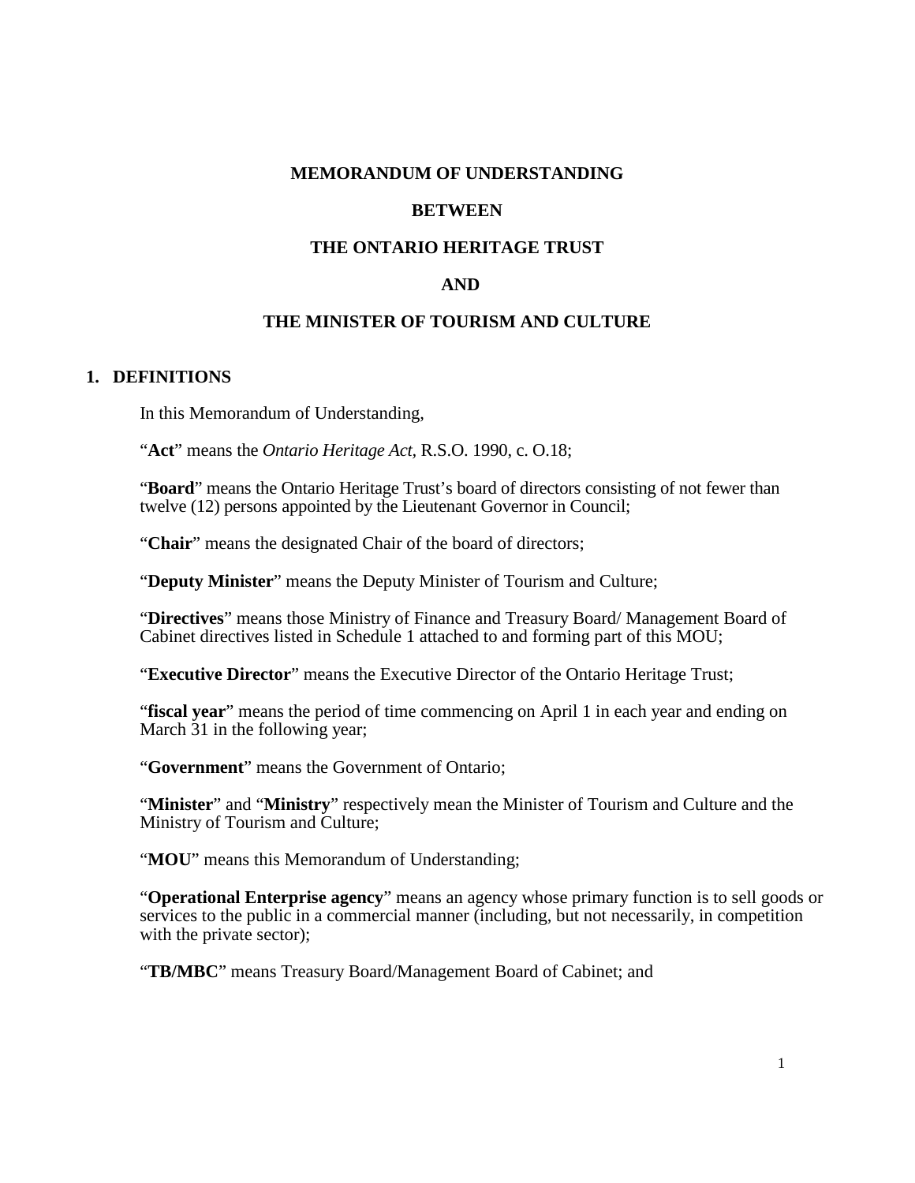# MEMORANDUM OF UNDERSTANDING

# BETWEEN

# THE ONTARIO HERITAGE TRUST

# AND

# THE MINISTER OF TOURISM AND CULTURE

## 1. DEFINITIONS

In this Memorandum of Understanding,

"**Act**" means the *Ontario Heritage Act,* R.S.O. 1990, c. O.18;

"**Board**" means the Ontario Heritage Trust's board of directors consisting of not fewer than twelve (12) persons appointed by the Lieutenant Governor in Council;

"**Chair**" means the designated Chair of the board of directors;

"**Deputy Minister**" means the Deputy Minister of Tourism and Culture;

"**Directives**" means those Ministry of Finance and Treasury Board/ Management Board of Cabinet directives listed in Schedule 1 attached to and forming part of this MOU;

"**Executive Director**" means the Executive Director of the Ontario Heritage Trust;

"**fiscal year**" means the period of time commencing on April 1 in each year and ending on March 31 in the following year;

"**Government**" means the Government of Ontario;

"**Minister**" and "**Ministry**" respectively mean the Minister of Tourism and Culture and the Ministry of Tourism and Culture;

"**MOU**" means this Memorandum of Understanding;

"**Operational Enterprise agency**" means an agency whose primary function is to sell goods or services to the public in a commercial manner (including, but not necessarily, in competition with the private sector);

"**TB/MBC**" means Treasury Board/Management Board of Cabinet; and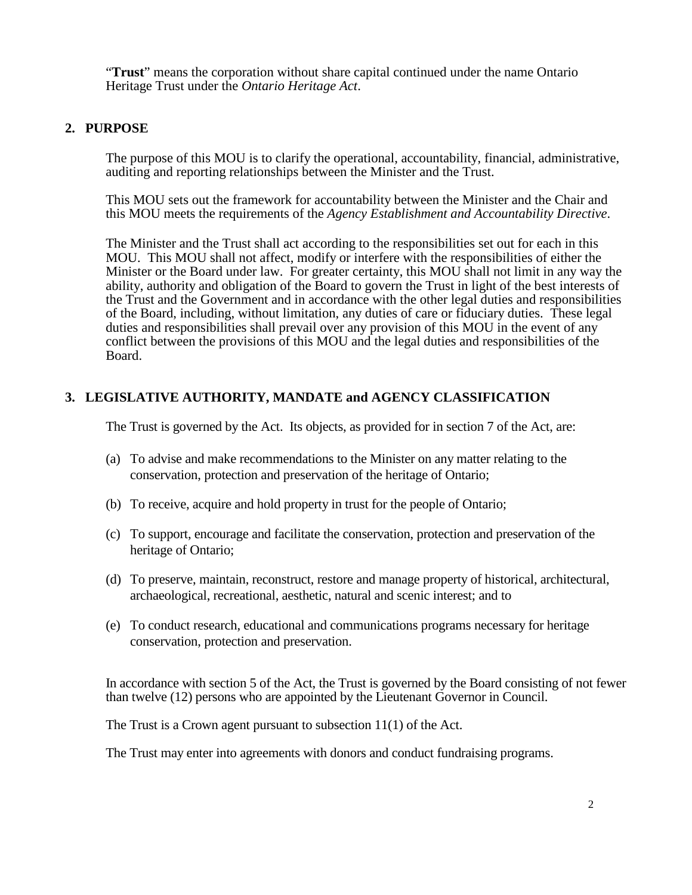"**Trust**" means the corporation without share capital continued under the name Ontario Heritage Trust under the *Ontario Heritage Act*.

## 2. PURPOSE

The purpose of this MOU is to clarify the operational, accountability, financial, administrative, auditing and reporting relationships between the Minister and the Trust.

This MOU sets out the framework for accountability between the Minister and the Chair and this MOU meets the requirements of the *Agency Establishment and Accountability Directive*.

The Minister and the Trust shall act according to the responsibilities set out for each in this MOU. This MOU shall not affect, modify or interfere with the responsibilities of either the Minister or the Board under law. For greater certainty, this MOU shall not limit in any way the ability, authority and obligation of the Board to govern the Trust in light of the best interests of the Trust and the Government and in accordance with the other legal duties and responsibilities of the Board, including, without limitation, any duties of care or fiduciary duties. These legal duties and responsibilities shall prevail over any provision of this MOU in the event of any conflict between the provisions of this MOU and the legal duties and responsibilities of the Board.

## 3. LEGISLATIVE AUTHORITY, MANDATE and AGENCY CLASSIFICATION

The Trust is governed by the Act. Its objects, as provided for in section 7 of the Act, are:

(a) To advise and make recommendations to the Minister on any matter relating to the conservation, protection and preservation of the heritage of Ontario;

(b) To receive, acquire and hold property in trust for the people of Ontario;

(c) To support, encourage and facilitate the conservation, protection and preservation of the heritage of Ontario;

(d) To preserve, maintain, reconstruct, restore and manage property of historical, architectural, archaeological, recreational, aesthetic, natural and scenic interest; and to

(e) To conduct research, educational and communications programs necessary for heritage conservation, protection and preservation.

In accordance with section 5 of the Act, the Trust is governed by the Board consisting of not fewer than twelve (12) persons who are appointed by the Lieutenant Governor in Council.

The Trust is a Crown agent pursuant to subsection 11(1) of the Act.

The Trust may enter into agreements with donors and conduct fundraising programs.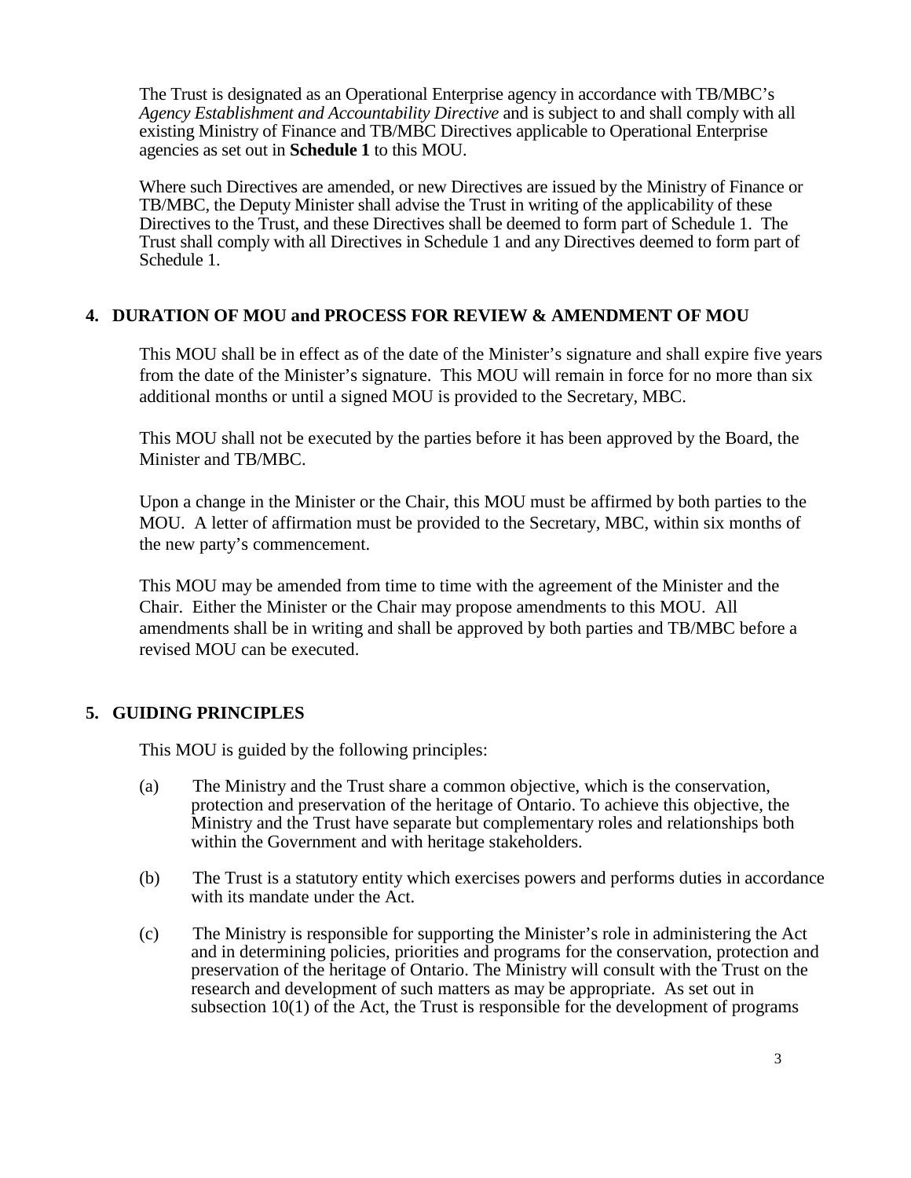The Trust is designated as an Operational Enterprise agency in accordance with TB/MBC's *Agency Establishment and Accountability Directive* and is subject to and shall comply with all existing Ministry of Finance and TB/MBC Directives applicable to Operational Enterprise agencies as set out in **Schedule 1** to this MOU.

Where such Directives are amended, or new Directives are issued by the Ministry of Finance or TB/MBC, the Deputy Minister shall advise the Trust in writing of the applicability of these Directives to the Trust, and these Directives shall be deemed to form part of Schedule 1. The Trust shall comply with all Directives in Schedule 1 and any Directives deemed to form part of Schedule 1.

## 4. DURATION OF MOU and PROCESS FOR REVIEW & AMENDMENT OF MOU

This MOU shall be in effect as of the date of the Minister's signature and shall expire five years from the date of the Minister's signature. This MOU will remain in force for no more than six additional months or until a signed MOU is provided to the Secretary, MBC.

This MOU shall not be executed by the parties before it has been approved by the Board, the Minister and TB/MBC.

Upon a change in the Minister or the Chair, this MOU must be affirmed by both parties to the MOU. A letter of affirmation must be provided to the Secretary, MBC, within six months of the new party's commencement.

This MOU may be amended from time to time with the agreement of the Minister and the Chair. Either the Minister or the Chair may propose amendments to this MOU. All amendments shall be in writing and shall be approved by both parties and TB/MBC before a revised MOU can be executed.

## 5. GUIDING PRINCIPLES

This MOU is guided by the following principles:

(a) The Ministry and the Trust share a common objective, which is the conservation, protection and preservation of the heritage of Ontario. To achieve this objective, the Ministry and the Trust have separate but complementary roles and relationships both within the Government and with heritage stakeholders.

(b) The Trust is a statutory entity which exercises powers and performs duties in accordance with its mandate under the Act.

(c) The Ministry is responsible for supporting the Minister's role in administering the Act and in determining policies, priorities and programs for the conservation, protection and preservation of the heritage of Ontario. The Ministry will consult with the Trust on the research and development of such matters as may be appropriate. As set out in subsection 10(1) of the Act, the Trust is responsible for the development of programs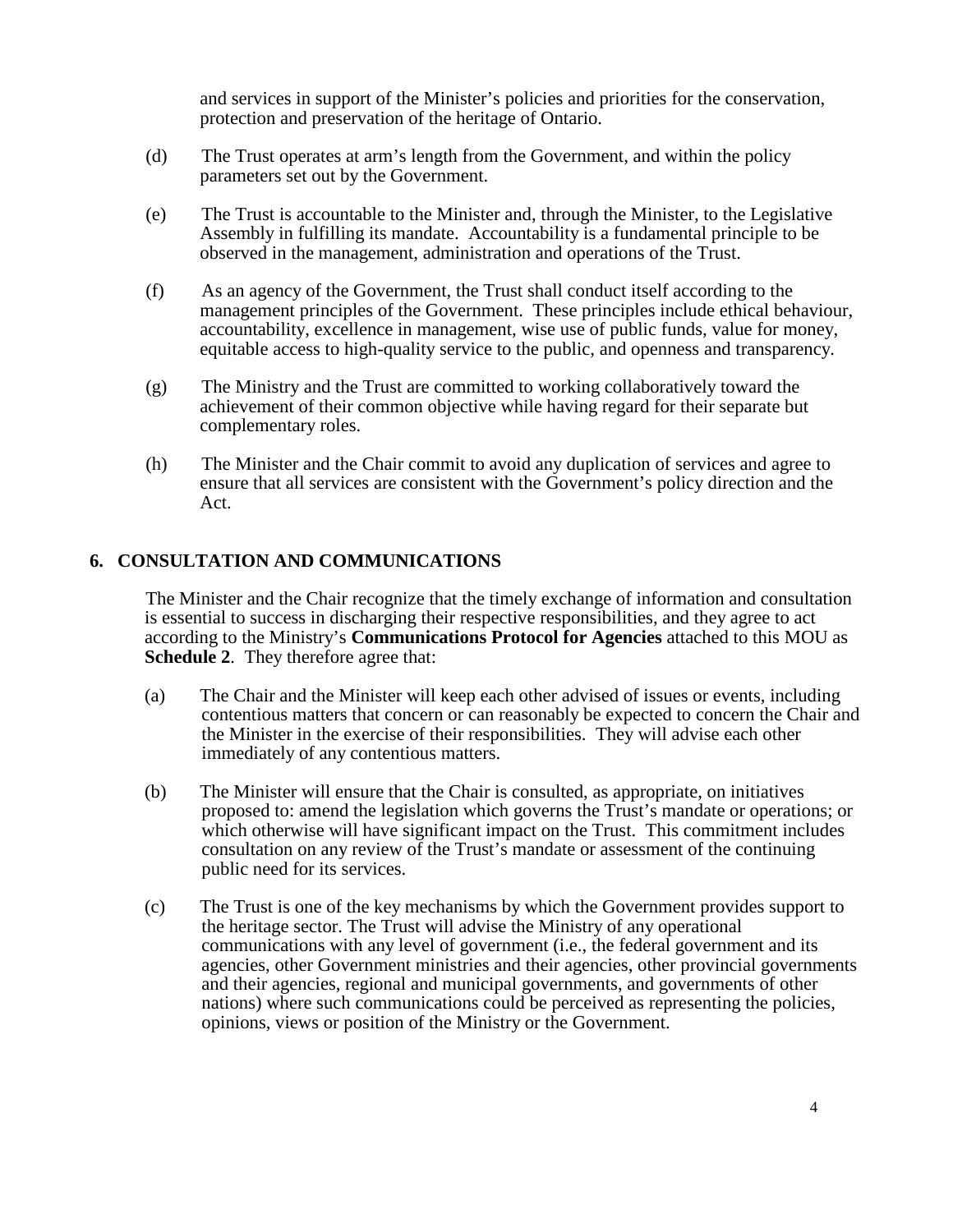and services in support of the Minister's policies and priorities for the conservation, protection and preservation of the heritage of Ontario.

(d) The Trust operates at arm's length from the Government, and within the policy parameters set out by the Government.

(e) The Trust is accountable to the Minister and, through the Minister, to the Legislative Assembly in fulfilling its mandate. Accountability is a fundamental principle to be observed in the management, administration and operations of the Trust.

(f) As an agency of the Government, the Trust shall conduct itself according to the management principles of the Government. These principles include ethical behaviour, accountability, excellence in management, wise use of public funds, value for money, equitable access to high-quality service to the public, and openness and transparency.

(g) The Ministry and the Trust are committed to working collaboratively toward the achievement of their common objective while having regard for their separate but complementary roles.

(h) The Minister and the Chair commit to avoid any duplication of services and agree to ensure that all services are consistent with the Government's policy direction and the Act.

## 6. CONSULTATION AND COMMUNICATIONS

The Minister and the Chair recognize that the timely exchange of information and consultation is essential to success in discharging their respective responsibilities, and they agree to act according to the Ministry's **Communications Protocol for Agencies** attached to this MOU as **Schedule 2**. They therefore agree that:

(a) The Chair and the Minister will keep each other advised of issues or events, including contentious matters that concern or can reasonably be expected to concern the Chair and the Minister in the exercise of their responsibilities. They will advise each other immediately of any contentious matters.

(b) The Minister will ensure that the Chair is consulted, as appropriate, on initiatives proposed to: amend the legislation which governs the Trust's mandate or operations; or which otherwise will have significant impact on the Trust. This commitment includes consultation on any review of the Trust's mandate or assessment of the continuing public need for its services.

(c) The Trust is one of the key mechanisms by which the Government provides support to the heritage sector. The Trust will advise the Ministry of any operational communications with any level of government (i.e., the federal government and its agencies, other Government ministries and their agencies, other provincial governments and their agencies, regional and municipal governments, and governments of other nations) where such communications could be perceived as representing the policies, opinions, views or position of the Ministry or the Government.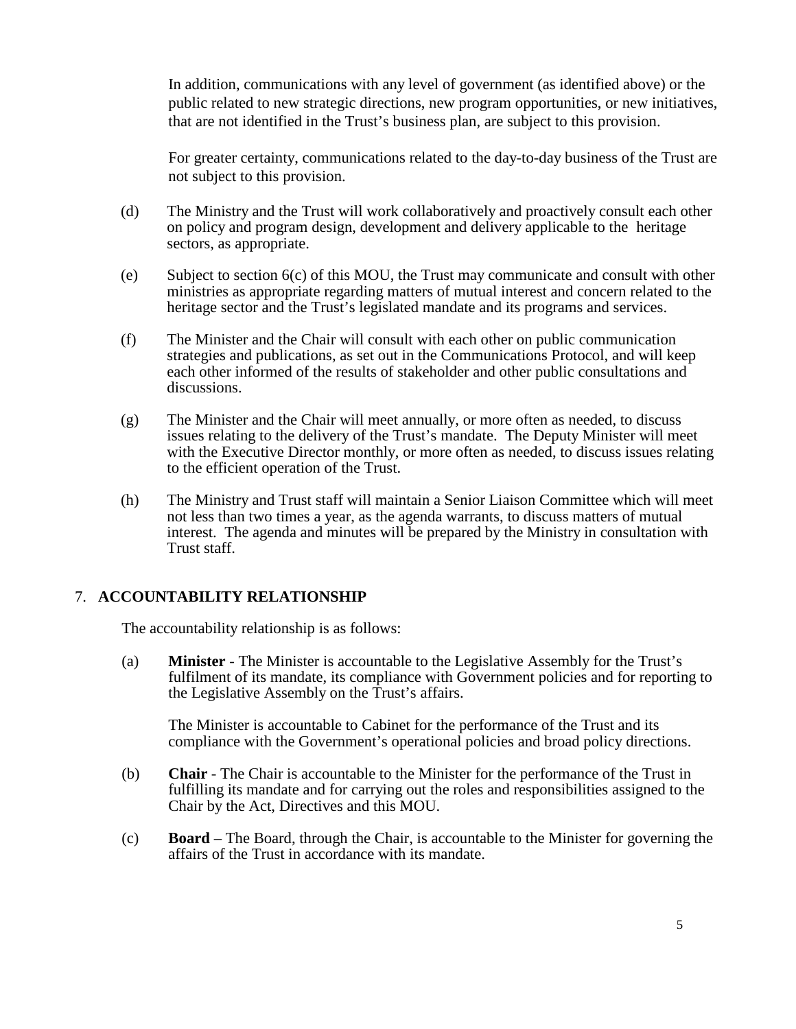In addition, communications with any level of government (as identified above) or the public related to new strategic directions, new program opportunities, or new initiatives, that are not identified in the Trust's business plan, are subject to this provision.

For greater certainty, communications related to the day-to-day business of the Trust are not subject to this provision.

(d) The Ministry and the Trust will work collaboratively and proactively consult each other on policy and program design, development and delivery applicable to the heritage sectors, as appropriate.

(e) Subject to section 6(c) of this MOU, the Trust may communicate and consult with other ministries as appropriate regarding matters of mutual interest and concern related to the heritage sector and the Trust's legislated mandate and its programs and services.

(f) The Minister and the Chair will consult with each other on public communication strategies and publications, as set out in the Communications Protocol, and will keep each other informed of the results of stakeholder and other public consultations and discussions.

(g) The Minister and the Chair will meet annually, or more often as needed, to discuss issues relating to the delivery of the Trust's mandate. The Deputy Minister will meet with the Executive Director monthly, or more often as needed, to discuss issues relating to the efficient operation of the Trust.

(h) The Ministry and Trust staff will maintain a Senior Liaison Committee which will meet not less than two times a year, as the agenda warrants, to discuss matters of mutual interest. The agenda and minutes will be prepared by the Ministry in consultation with Trust staff.

## 7. ACCOUNTABILITY RELATIONSHIP

The accountability relationship is as follows:

(a) **Minister** - The Minister is accountable to the Legislative Assembly for the Trust's fulfilment of its mandate, its compliance with Government policies and for reporting to the Legislative Assembly on the Trust's affairs.

The Minister is accountable to Cabinet for the performance of the Trust and its compliance with the Government's operational policies and broad policy directions.

(b) **Chair** - The Chair is accountable to the Minister for the performance of the Trust in fulfilling its mandate and for carrying out the roles and responsibilities assigned to the Chair by the Act, Directives and this MOU.

(c) **Board** – The Board, through the Chair, is accountable to the Minister for governing the affairs of the Trust in accordance with its mandate.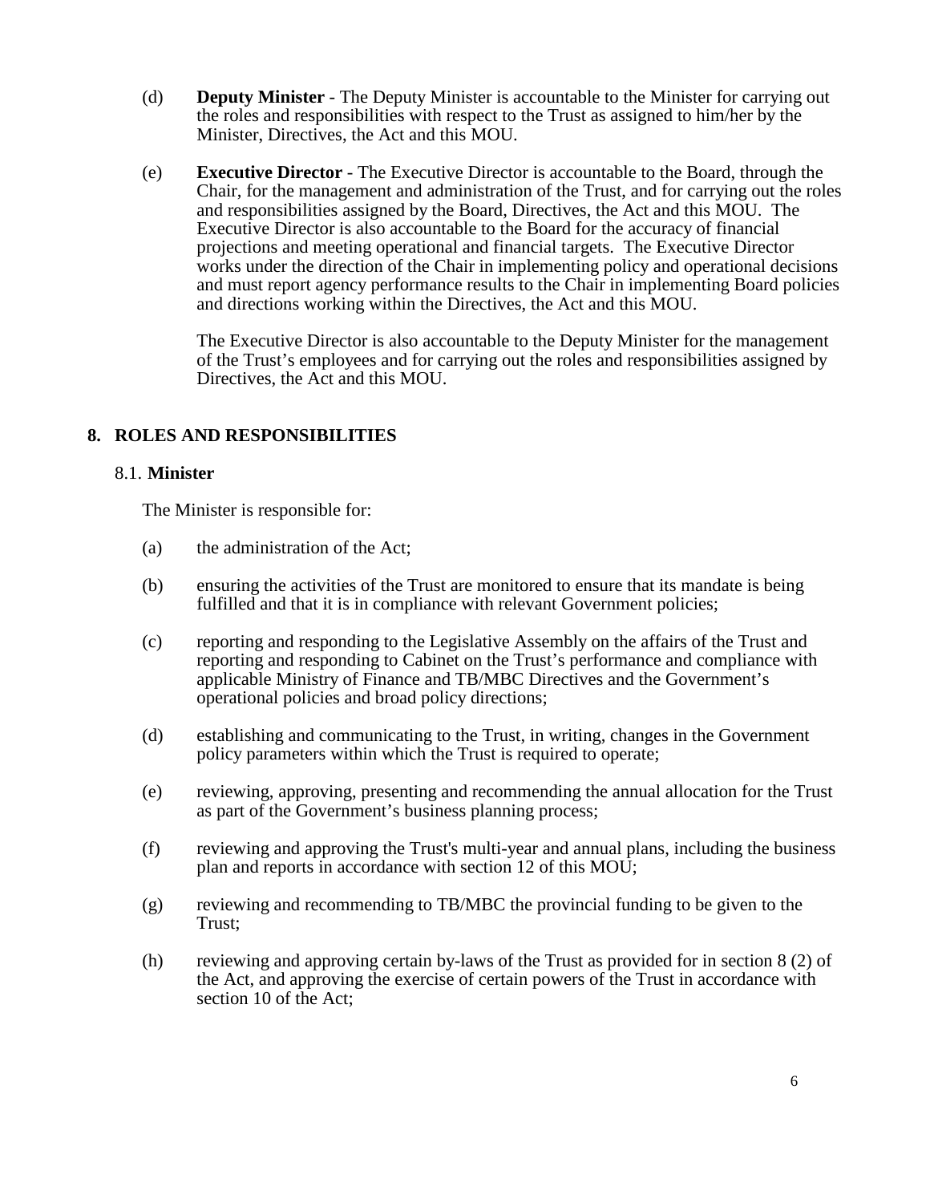(d) **Deputy Minister** - The Deputy Minister is accountable to the Minister for carrying out the roles and responsibilities with respect to the Trust as assigned to him/her by the Minister, Directives, the Act and this MOU.

(e) **Executive Director** - The Executive Director is accountable to the Board, through the Chair, for the management and administration of the Trust, and for carrying out the roles and responsibilities assigned by the Board, Directives, the Act and this MOU. The Executive Director is also accountable to the Board for the accuracy of financial projections and meeting operational and financial targets. The Executive Director works under the direction of the Chair in implementing policy and operational decisions and must report agency performance results to the Chair in implementing Board policies and directions working within the Directives, the Act and this MOU.

The Executive Director is also accountable to the Deputy Minister for the management of the Trust's employees and for carrying out the roles and responsibilities assigned by Directives, the Act and this MOU.

## 8. ROLES AND RESPONSIBILITIES

### 8.1. Minister

The Minister is responsible for:

(a) the administration of the Act;

(b) ensuring the activities of the Trust are monitored to ensure that its mandate is being fulfilled and that it is in compliance with relevant Government policies;

(c) reporting and responding to the Legislative Assembly on the affairs of the Trust and reporting and responding to Cabinet on the Trust's performance and compliance with applicable Ministry of Finance and TB/MBC Directives and the Government's operational policies and broad policy directions;

(d) establishing and communicating to the Trust, in writing, changes in the Government policy parameters within which the Trust is required to operate;

(e) reviewing, approving, presenting and recommending the annual allocation for the Trust as part of the Government's business planning process;

(f) reviewing and approving the Trust's multi-year and annual plans, including the business plan and reports in accordance with section 12 of this MOU;

(g) reviewing and recommending to TB/MBC the provincial funding to be given to the Trust;

(h) reviewing and approving certain by-laws of the Trust as provided for in section 8 (2) of the Act, and approving the exercise of certain powers of the Trust in accordance with section 10 of the Act;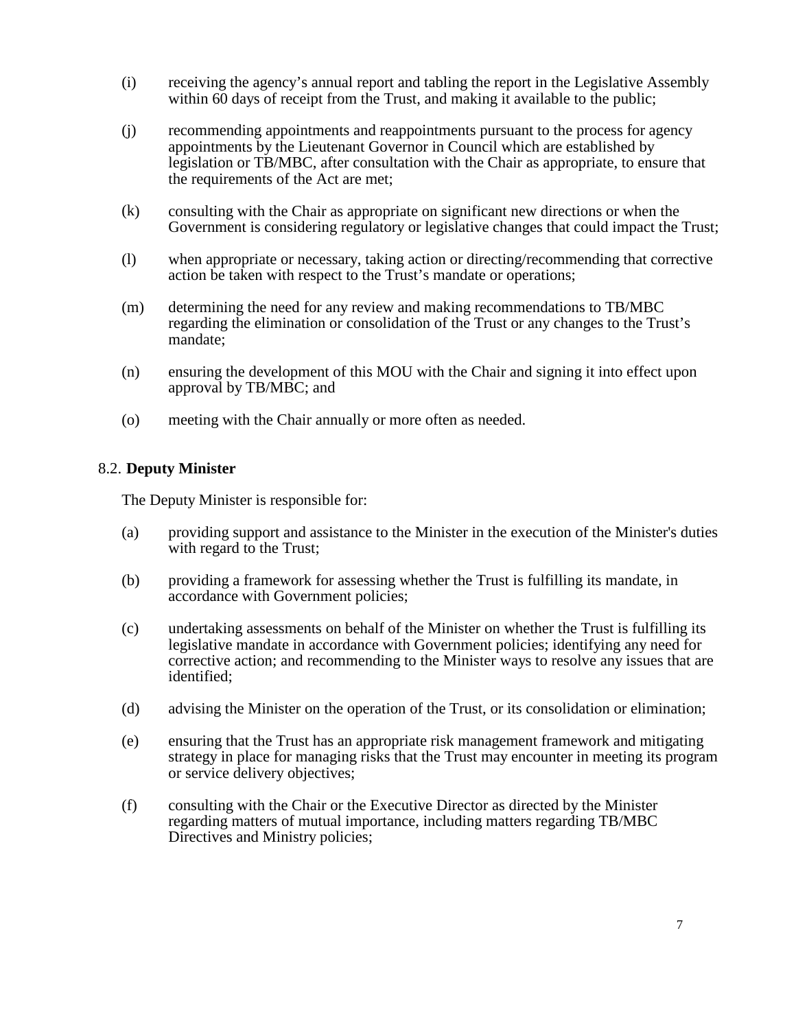(i) receiving the agency's annual report and tabling the report in the Legislative Assembly within 60 days of receipt from the Trust, and making it available to the public;

(j) recommending appointments and reappointments pursuant to the process for agency appointments by the Lieutenant Governor in Council which are established by legislation or TB/MBC, after consultation with the Chair as appropriate, to ensure that the requirements of the Act are met;

(k) consulting with the Chair as appropriate on significant new directions or when the Government is considering regulatory or legislative changes that could impact the Trust;

(l) when appropriate or necessary, taking action or directing/recommending that corrective action be taken with respect to the Trust's mandate or operations;

(m) determining the need for any review and making recommendations to TB/MBC regarding the elimination or consolidation of the Trust or any changes to the Trust's mandate;

(n) ensuring the development of this MOU with the Chair and signing it into effect upon approval by TB/MBC; and

(o) meeting with the Chair annually or more often as needed.

### 8.2. **Deputy Minister**

The Deputy Minister is responsible for:

(a) providing support and assistance to the Minister in the execution of the Minister's duties with regard to the Trust;

(b) providing a framework for assessing whether the Trust is fulfilling its mandate, in accordance with Government policies;

(c) undertaking assessments on behalf of the Minister on whether the Trust is fulfilling its legislative mandate in accordance with Government policies; identifying any need for corrective action; and recommending to the Minister ways to resolve any issues that are identified;

(d) advising the Minister on the operation of the Trust, or its consolidation or elimination;

(e) ensuring that the Trust has an appropriate risk management framework and mitigating strategy in place for managing risks that the Trust may encounter in meeting its program or service delivery objectives;

(f) consulting with the Chair or the Executive Director as directed by the Minister regarding matters of mutual importance, including matters regarding TB/MBC Directives and Ministry policies;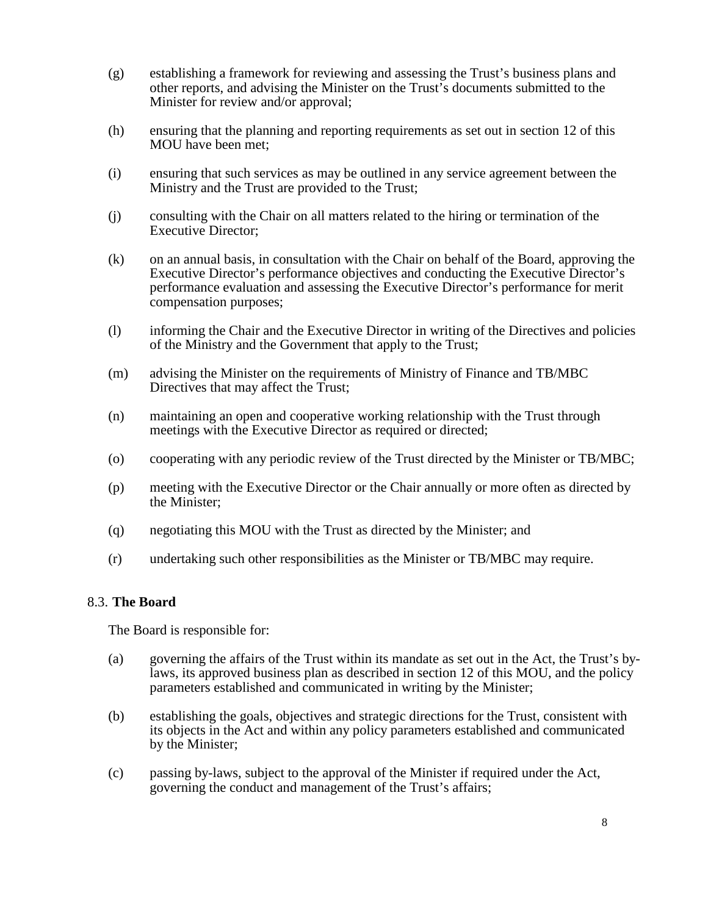(g) establishing a framework for reviewing and assessing the Trust's business plans and other reports, and advising the Minister on the Trust's documents submitted to the Minister for review and/or approval;

(h) ensuring that the planning and reporting requirements as set out in section 12 of this MOU have been met;

(i) ensuring that such services as may be outlined in any service agreement between the Ministry and the Trust are provided to the Trust;

(j) consulting with the Chair on all matters related to the hiring or termination of the Executive Director;

(k) on an annual basis, in consultation with the Chair on behalf of the Board, approving the Executive Director's performance objectives and conducting the Executive Director's performance evaluation and assessing the Executive Director's performance for merit compensation purposes;

(l) informing the Chair and the Executive Director in writing of the Directives and policies of the Ministry and the Government that apply to the Trust;

(m) advising the Minister on the requirements of Ministry of Finance and TB/MBC Directives that may affect the Trust;

(n) maintaining an open and cooperative working relationship with the Trust through meetings with the Executive Director as required or directed;

(o) cooperating with any periodic review of the Trust directed by the Minister or TB/MBC;

(p) meeting with the Executive Director or the Chair annually or more often as directed by the Minister;

(q) negotiating this MOU with the Trust as directed by the Minister; and

(r) undertaking such other responsibilities as the Minister or TB/MBC may require.

8.3. **The Board**

The Board is responsible for:

(a) governing the affairs of the Trust within its mandate as set out in the Act, the Trust's by-laws, its approved business plan as described in section 12 of this MOU, and the policy parameters established and communicated in writing by the Minister;

(b) establishing the goals, objectives and strategic directions for the Trust, consistent with its objects in the Act and within any policy parameters established and communicated by the Minister;

(c) passing by-laws, subject to the approval of the Minister if required under the Act, governing the conduct and management of the Trust's affairs;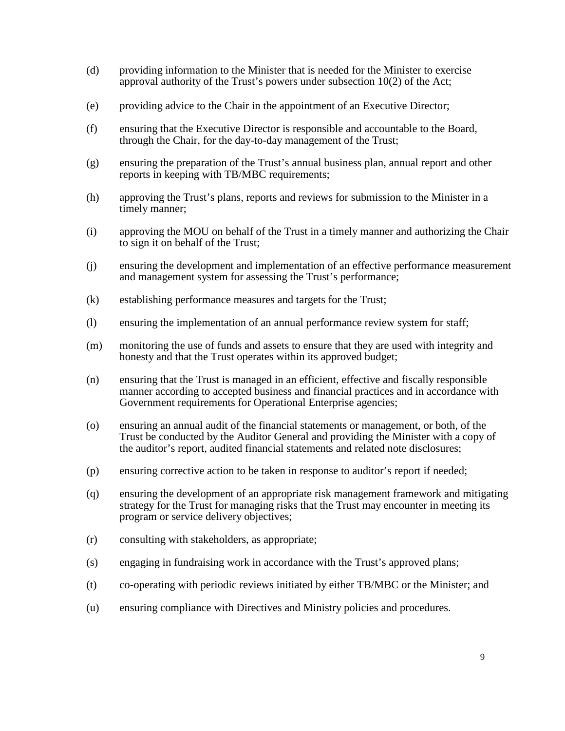(d) providing information to the Minister that is needed for the Minister to exercise approval authority of the Trust's powers under subsection 10(2) of the Act;

(e) providing advice to the Chair in the appointment of an Executive Director;

(f) ensuring that the Executive Director is responsible and accountable to the Board, through the Chair, for the day-to-day management of the Trust;

(g) ensuring the preparation of the Trust's annual business plan, annual report and other reports in keeping with TB/MBC requirements;

(h) approving the Trust's plans, reports and reviews for submission to the Minister in a timely manner;

(i) approving the MOU on behalf of the Trust in a timely manner and authorizing the Chair to sign it on behalf of the Trust;

(j) ensuring the development and implementation of an effective performance measurement and management system for assessing the Trust's performance;

(k) establishing performance measures and targets for the Trust;

(l) ensuring the implementation of an annual performance review system for staff;

(m) monitoring the use of funds and assets to ensure that they are used with integrity and honesty and that the Trust operates within its approved budget;

(n) ensuring that the Trust is managed in an efficient, effective and fiscally responsible manner according to accepted business and financial practices and in accordance with Government requirements for Operational Enterprise agencies;

(o) ensuring an annual audit of the financial statements or management, or both, of the Trust be conducted by the Auditor General and providing the Minister with a copy of the auditor's report, audited financial statements and related note disclosures;

(p) ensuring corrective action to be taken in response to auditor's report if needed;

(q) ensuring the development of an appropriate risk management framework and mitigating strategy for the Trust for managing risks that the Trust may encounter in meeting its program or service delivery objectives;

(r) consulting with stakeholders, as appropriate;

(s) engaging in fundraising work in accordance with the Trust's approved plans;

(t) co-operating with periodic reviews initiated by either TB/MBC or the Minister; and

(u) ensuring compliance with Directives and Ministry policies and procedures.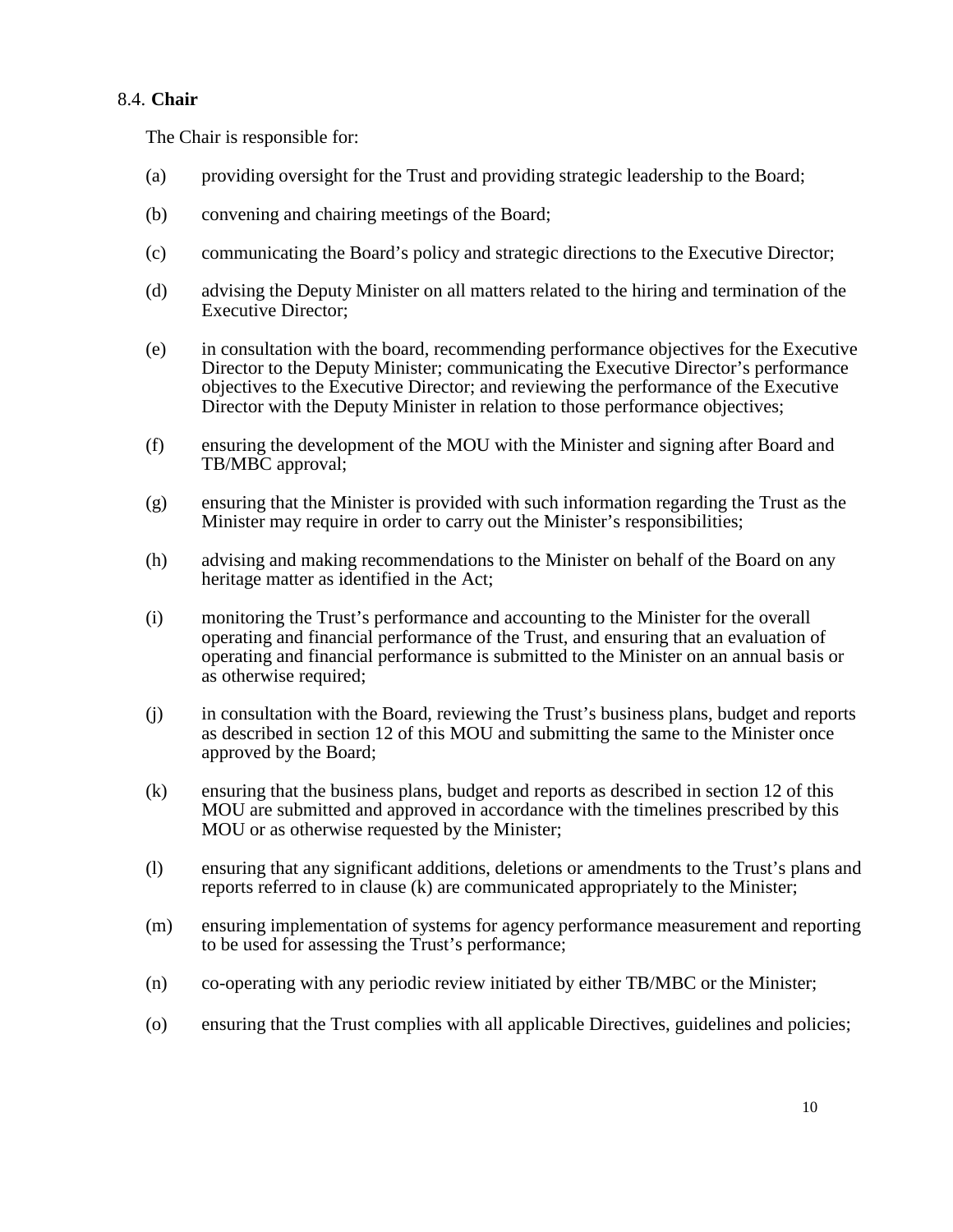### 8.4. **Chair**

The Chair is responsible for:

(a) providing oversight for the Trust and providing strategic leadership to the Board;

(b) convening and chairing meetings of the Board;

(c) communicating the Board's policy and strategic directions to the Executive Director;

(d) advising the Deputy Minister on all matters related to the hiring and termination of the Executive Director;

(e) in consultation with the board, recommending performance objectives for the Executive Director to the Deputy Minister; communicating the Executive Director's performance objectives to the Executive Director; and reviewing the performance of the Executive Director with the Deputy Minister in relation to those performance objectives;

(f) ensuring the development of the MOU with the Minister and signing after Board and TB/MBC approval;

(g) ensuring that the Minister is provided with such information regarding the Trust as the Minister may require in order to carry out the Minister's responsibilities;

(h) advising and making recommendations to the Minister on behalf of the Board on any heritage matter as identified in the Act;

(i) monitoring the Trust's performance and accounting to the Minister for the overall operating and financial performance of the Trust, and ensuring that an evaluation of operating and financial performance is submitted to the Minister on an annual basis or as otherwise required;

(j) in consultation with the Board, reviewing the Trust's business plans, budget and reports as described in section 12 of this MOU and submitting the same to the Minister once approved by the Board;

(k) ensuring that the business plans, budget and reports as described in section 12 of this MOU are submitted and approved in accordance with the timelines prescribed by this MOU or as otherwise requested by the Minister;

(l) ensuring that any significant additions, deletions or amendments to the Trust's plans and reports referred to in clause (k) are communicated appropriately to the Minister;

(m) ensuring implementation of systems for agency performance measurement and reporting to be used for assessing the Trust's performance;

(n) co-operating with any periodic review initiated by either TB/MBC or the Minister;

(o) ensuring that the Trust complies with all applicable Directives, guidelines and policies;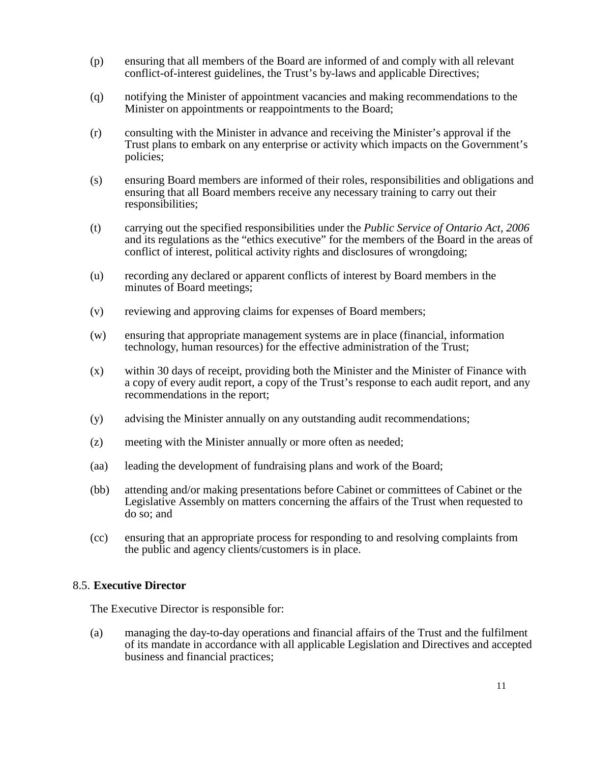(p) ensuring that all members of the Board are informed of and comply with all relevant conflict-of-interest guidelines, the Trust's by-laws and applicable Directives;

(q) notifying the Minister of appointment vacancies and making recommendations to the Minister on appointments or reappointments to the Board;

(r) consulting with the Minister in advance and receiving the Minister's approval if the Trust plans to embark on any enterprise or activity which impacts on the Government's policies;

(s) ensuring Board members are informed of their roles, responsibilities and obligations and ensuring that all Board members receive any necessary training to carry out their responsibilities;

(t) carrying out the specified responsibilities under the *Public Service of Ontario Act, 2006* and its regulations as the "ethics executive" for the members of the Board in the areas of conflict of interest, political activity rights and disclosures of wrongdoing;

(u) recording any declared or apparent conflicts of interest by Board members in the minutes of Board meetings;

(v) reviewing and approving claims for expenses of Board members;

(w) ensuring that appropriate management systems are in place (financial, information technology, human resources) for the effective administration of the Trust;

(x) within 30 days of receipt, providing both the Minister and the Minister of Finance with a copy of every audit report, a copy of the Trust's response to each audit report, and any recommendations in the report;

(y) advising the Minister annually on any outstanding audit recommendations;

(z) meeting with the Minister annually or more often as needed;

(aa) leading the development of fundraising plans and work of the Board;

(bb) attending and/or making presentations before Cabinet or committees of Cabinet or the Legislative Assembly on matters concerning the affairs of the Trust when requested to do so; and

(cc) ensuring that an appropriate process for responding to and resolving complaints from the public and agency clients/customers is in place.

### 8.5. **Executive Director**

The Executive Director is responsible for:

(a) managing the day-to-day operations and financial affairs of the Trust and the fulfilment of its mandate in accordance with all applicable Legislation and Directives and accepted business and financial practices;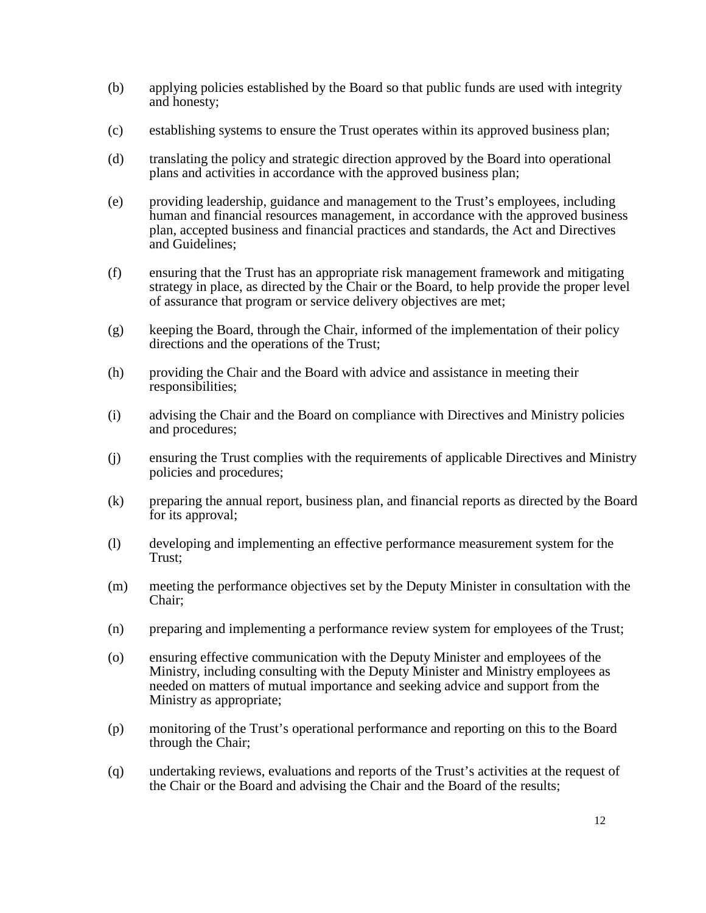(b) applying policies established by the Board so that public funds are used with integrity and honesty;

(c) establishing systems to ensure the Trust operates within its approved business plan;

(d) translating the policy and strategic direction approved by the Board into operational plans and activities in accordance with the approved business plan;

(e) providing leadership, guidance and management to the Trust's employees, including human and financial resources management, in accordance with the approved business plan, accepted business and financial practices and standards, the Act and Directives and Guidelines;

(f) ensuring that the Trust has an appropriate risk management framework and mitigating strategy in place, as directed by the Chair or the Board, to help provide the proper level of assurance that program or service delivery objectives are met;

(g) keeping the Board, through the Chair, informed of the implementation of their policy directions and the operations of the Trust;

(h) providing the Chair and the Board with advice and assistance in meeting their responsibilities;

(i) advising the Chair and the Board on compliance with Directives and Ministry policies and procedures;

(j) ensuring the Trust complies with the requirements of applicable Directives and Ministry policies and procedures;

(k) preparing the annual report, business plan, and financial reports as directed by the Board for its approval;

(l) developing and implementing an effective performance measurement system for the Trust;

(m) meeting the performance objectives set by the Deputy Minister in consultation with the Chair;

(n) preparing and implementing a performance review system for employees of the Trust;

(o) ensuring effective communication with the Deputy Minister and employees of the Ministry, including consulting with the Deputy Minister and Ministry employees as needed on matters of mutual importance and seeking advice and support from the Ministry as appropriate;

(p) monitoring of the Trust's operational performance and reporting on this to the Board through the Chair;

(q) undertaking reviews, evaluations and reports of the Trust's activities at the request of the Chair or the Board and advising the Chair and the Board of the results;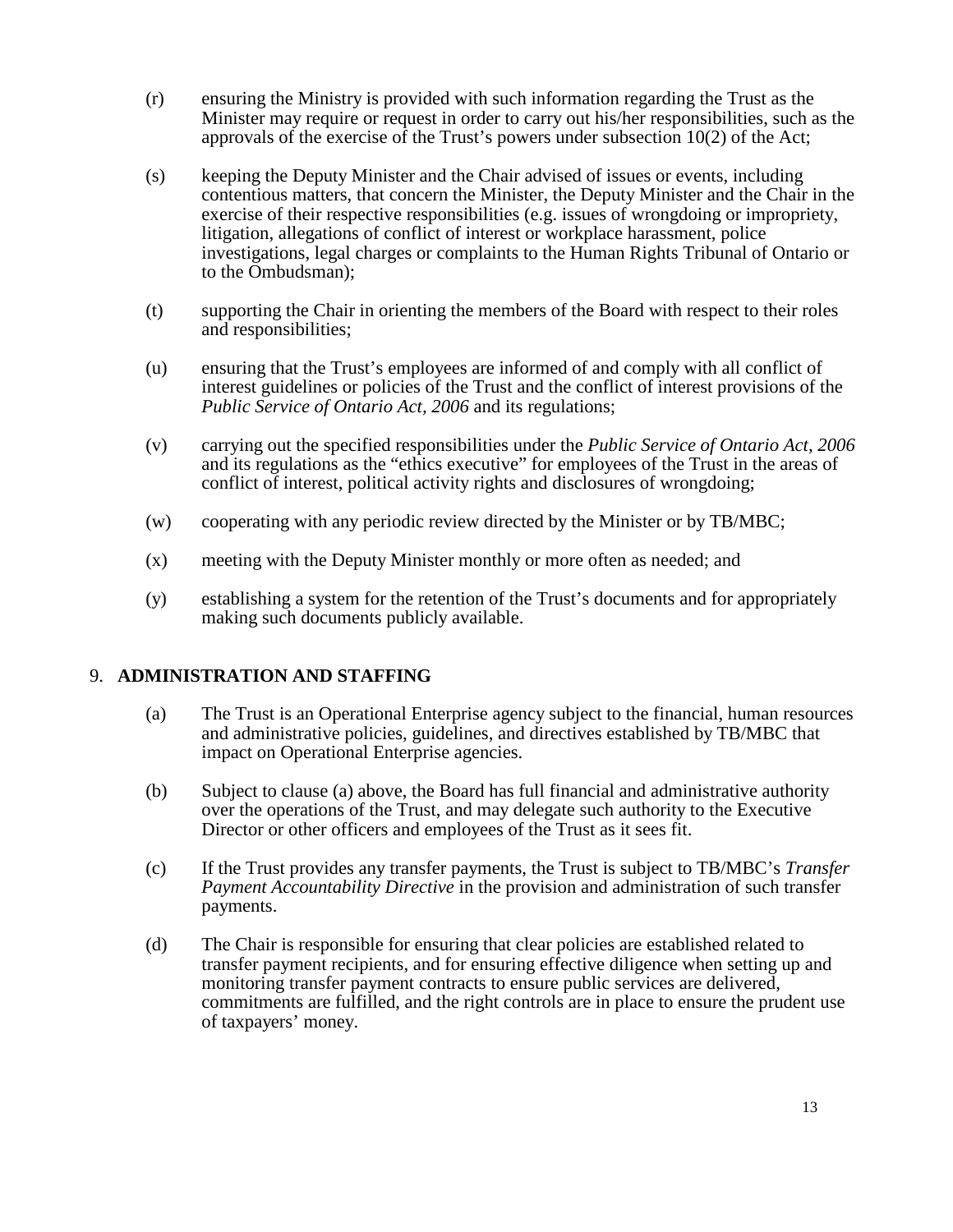(r) ensuring the Ministry is provided with such information regarding the Trust as the Minister may require or request in order to carry out his/her responsibilities, such as the approvals of the exercise of the Trust's powers under subsection 10(2) of the Act;

(s) keeping the Deputy Minister and the Chair advised of issues or events, including contentious matters, that concern the Minister, the Deputy Minister and the Chair in the exercise of their respective responsibilities (e.g. issues of wrongdoing or impropriety, litigation, allegations of conflict of interest or workplace harassment, police investigations, legal charges or complaints to the Human Rights Tribunal of Ontario or to the Ombudsman);

(t) supporting the Chair in orienting the members of the Board with respect to their roles and responsibilities;

(u) ensuring that the Trust's employees are informed of and comply with all conflict of interest guidelines or policies of the Trust and the conflict of interest provisions of the *Public Service of Ontario Act, 2006* and its regulations;

(v) carrying out the specified responsibilities under the *Public Service of Ontario Act, 2006* and its regulations as the "ethics executive" for employees of the Trust in the areas of conflict of interest, political activity rights and disclosures of wrongdoing;

(w) cooperating with any periodic review directed by the Minister or by TB/MBC;

(x) meeting with the Deputy Minister monthly or more often as needed; and

(y) establishing a system for the retention of the Trust's documents and for appropriately making such documents publicly available.

## 9. ADMINISTRATION AND STAFFING

(a) The Trust is an Operational Enterprise agency subject to the financial, human resources and administrative policies, guidelines, and directives established by TB/MBC that impact on Operational Enterprise agencies.

(b) Subject to clause (a) above, the Board has full financial and administrative authority over the operations of the Trust, and may delegate such authority to the Executive Director or other officers and employees of the Trust as it sees fit.

(c) If the Trust provides any transfer payments, the Trust is subject to TB/MBC's *Transfer Payment Accountability Directive* in the provision and administration of such transfer payments.

(d) The Chair is responsible for ensuring that clear policies are established related to transfer payment recipients, and for ensuring effective diligence when setting up and monitoring transfer payment contracts to ensure public services are delivered, commitments are fulfilled, and the right controls are in place to ensure the prudent use of taxpayers' money.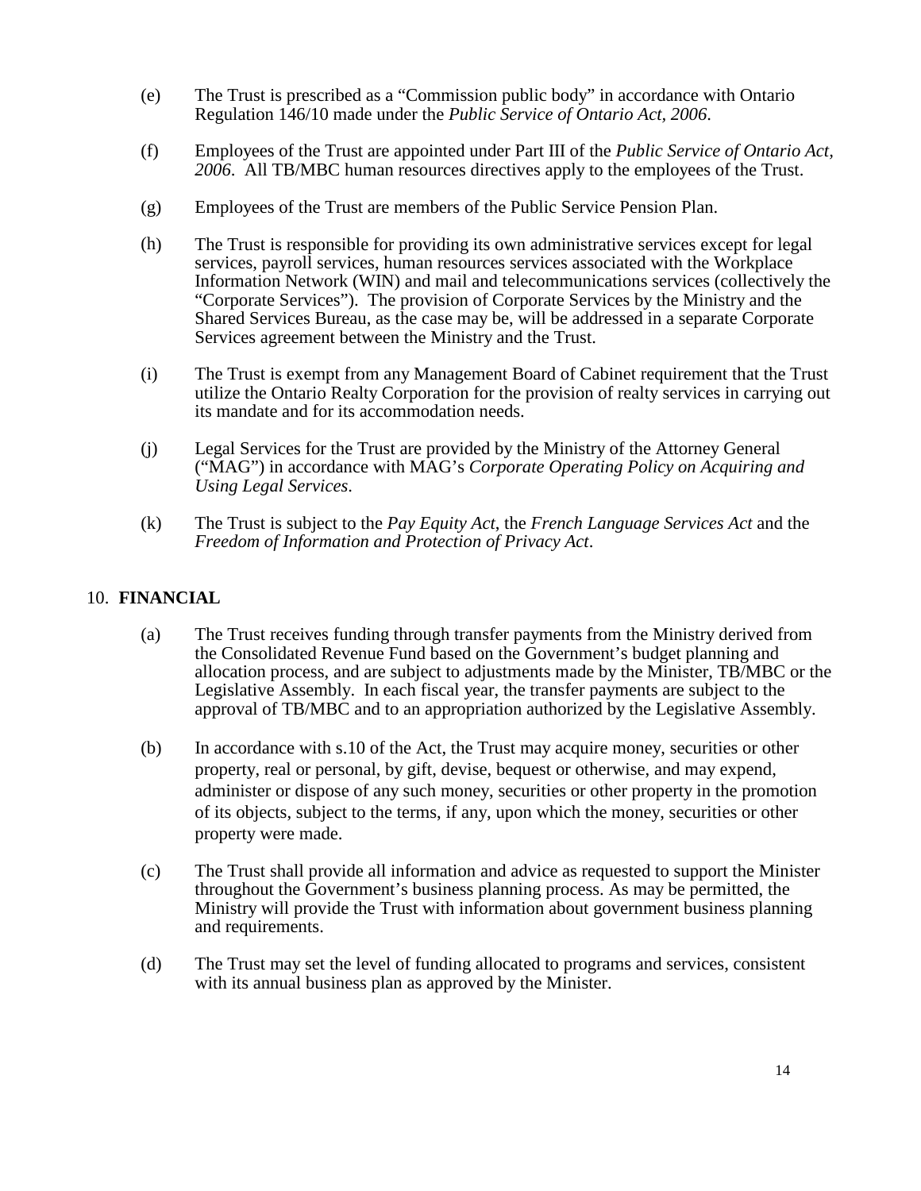(e) The Trust is prescribed as a "Commission public body" in accordance with Ontario Regulation 146/10 made under the *Public Service of Ontario Act, 2006*.

(f) Employees of the Trust are appointed under Part III of the *Public Service of Ontario Act, 2006*. All TB/MBC human resources directives apply to the employees of the Trust.

(g) Employees of the Trust are members of the Public Service Pension Plan.

(h) The Trust is responsible for providing its own administrative services except for legal services, payroll services, human resources services associated with the Workplace Information Network (WIN) and mail and telecommunications services (collectively the "Corporate Services"). The provision of Corporate Services by the Ministry and the Shared Services Bureau, as the case may be, will be addressed in a separate Corporate Services agreement between the Ministry and the Trust.

(i) The Trust is exempt from any Management Board of Cabinet requirement that the Trust utilize the Ontario Realty Corporation for the provision of realty services in carrying out its mandate and for its accommodation needs.

(j) Legal Services for the Trust are provided by the Ministry of the Attorney General ("MAG") in accordance with MAG's *Corporate Operating Policy on Acquiring and Using Legal Services*.

(k) The Trust is subject to the *Pay Equity Act*, the *French Language Services Act* and the *Freedom of Information and Protection of Privacy Act*.

## 10. FINANCIAL

(a) The Trust receives funding through transfer payments from the Ministry derived from the Consolidated Revenue Fund based on the Government's budget planning and allocation process, and are subject to adjustments made by the Minister, TB/MBC or the Legislative Assembly. In each fiscal year, the transfer payments are subject to the approval of TB/MBC and to an appropriation authorized by the Legislative Assembly.

(b) In accordance with s.10 of the Act, the Trust may acquire money, securities or other property, real or personal, by gift, devise, bequest or otherwise, and may expend, administer or dispose of any such money, securities or other property in the promotion of its objects, subject to the terms, if any, upon which the money, securities or other property were made.

(c) The Trust shall provide all information and advice as requested to support the Minister throughout the Government's business planning process. As may be permitted, the Ministry will provide the Trust with information about government business planning and requirements.

(d) The Trust may set the level of funding allocated to programs and services, consistent with its annual business plan as approved by the Minister.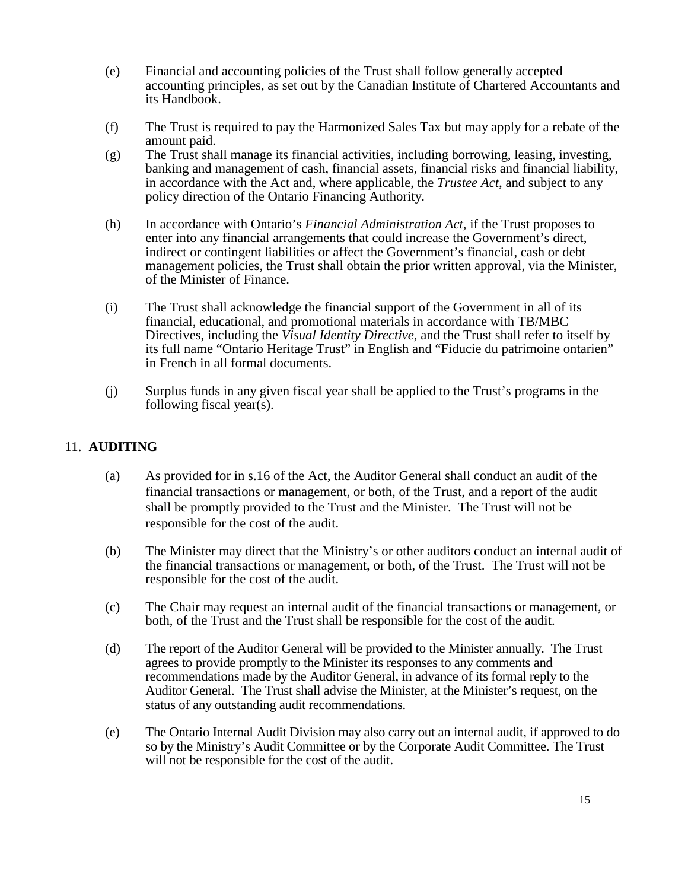(e) Financial and accounting policies of the Trust shall follow generally accepted accounting principles, as set out by the Canadian Institute of Chartered Accountants and its Handbook.

(f) The Trust is required to pay the Harmonized Sales Tax but may apply for a rebate of the amount paid.

(g) The Trust shall manage its financial activities, including borrowing, leasing, investing, banking and management of cash, financial assets, financial risks and financial liability, in accordance with the Act and, where applicable, the *Trustee Act*, and subject to any policy direction of the Ontario Financing Authority.

(h) In accordance with Ontario's *Financial Administration Act*, if the Trust proposes to enter into any financial arrangements that could increase the Government's direct, indirect or contingent liabilities or affect the Government's financial, cash or debt management policies, the Trust shall obtain the prior written approval, via the Minister, of the Minister of Finance.

(i) The Trust shall acknowledge the financial support of the Government in all of its financial, educational, and promotional materials in accordance with TB/MBC Directives, including the *Visual Identity Directive*, and the Trust shall refer to itself by its full name "Ontario Heritage Trust" in English and "Fiducie du patrimoine ontarien" in French in all formal documents.

(j) Surplus funds in any given fiscal year shall be applied to the Trust's programs in the following fiscal year(s).

## 11. AUDITING

(a) As provided for in s.16 of the Act, the Auditor General shall conduct an audit of the financial transactions or management, or both, of the Trust, and a report of the audit shall be promptly provided to the Trust and the Minister. The Trust will not be responsible for the cost of the audit.

(b) The Minister may direct that the Ministry's or other auditors conduct an internal audit of the financial transactions or management, or both, of the Trust. The Trust will not be responsible for the cost of the audit.

(c) The Chair may request an internal audit of the financial transactions or management, or both, of the Trust and the Trust shall be responsible for the cost of the audit.

(d) The report of the Auditor General will be provided to the Minister annually. The Trust agrees to provide promptly to the Minister its responses to any comments and recommendations made by the Auditor General, in advance of its formal reply to the Auditor General. The Trust shall advise the Minister, at the Minister's request, on the status of any outstanding audit recommendations.

(e) The Ontario Internal Audit Division may also carry out an internal audit, if approved to do so by the Ministry's Audit Committee or by the Corporate Audit Committee. The Trust will not be responsible for the cost of the audit.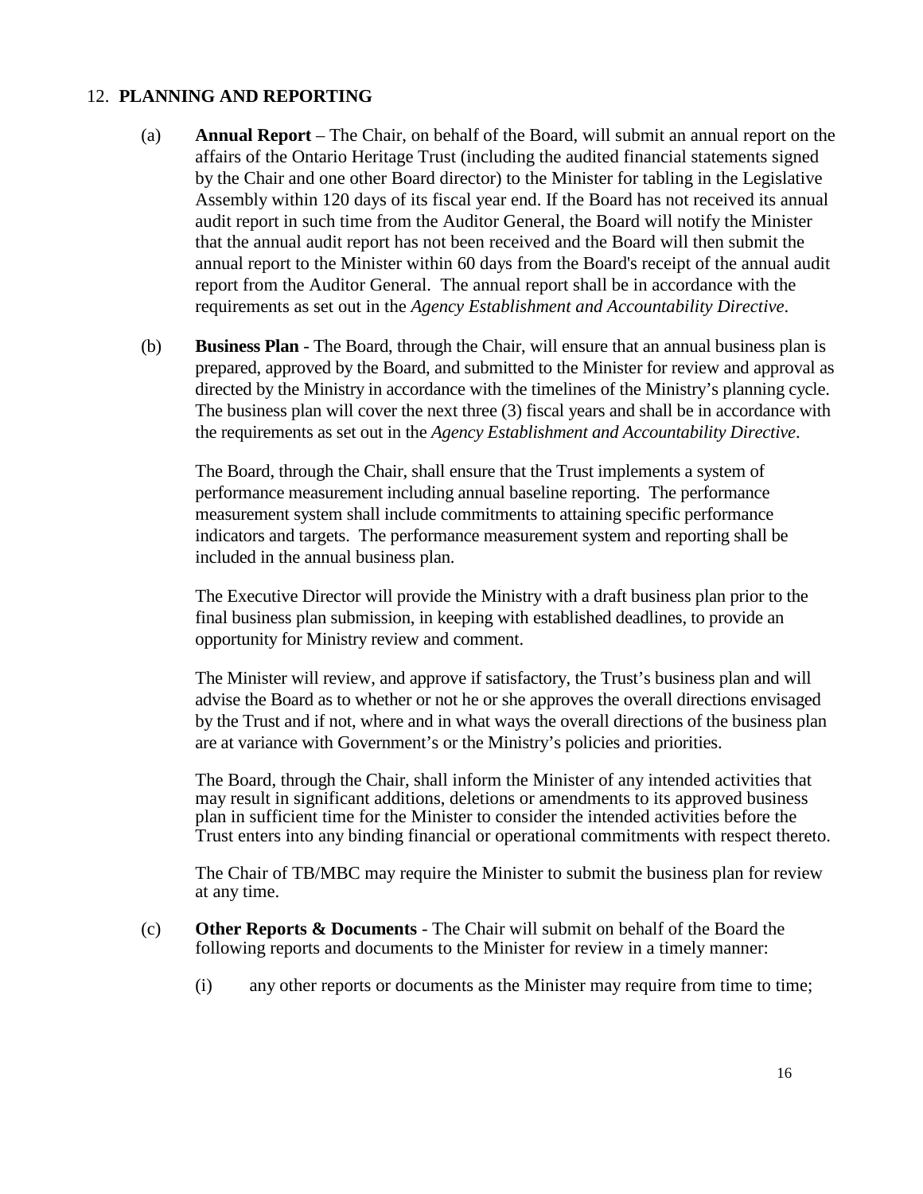## 12. PLANNING AND REPORTING

(a) **Annual Report** – The Chair, on behalf of the Board, will submit an annual report on the affairs of the Ontario Heritage Trust (including the audited financial statements signed by the Chair and one other Board director) to the Minister for tabling in the Legislative Assembly within 120 days of its fiscal year end. If the Board has not received its annual audit report in such time from the Auditor General, the Board will notify the Minister that the annual audit report has not been received and the Board will then submit the annual report to the Minister within 60 days from the Board's receipt of the annual audit report from the Auditor General. The annual report shall be in accordance with the requirements as set out in the *Agency Establishment and Accountability Directive*.

(b) **Business Plan** - The Board, through the Chair, will ensure that an annual business plan is prepared, approved by the Board, and submitted to the Minister for review and approval as directed by the Ministry in accordance with the timelines of the Ministry's planning cycle. The business plan will cover the next three (3) fiscal years and shall be in accordance with the requirements as set out in the *Agency Establishment and Accountability Directive*.

The Board, through the Chair, shall ensure that the Trust implements a system of performance measurement including annual baseline reporting. The performance measurement system shall include commitments to attaining specific performance indicators and targets. The performance measurement system and reporting shall be included in the annual business plan.

The Executive Director will provide the Ministry with a draft business plan prior to the final business plan submission, in keeping with established deadlines, to provide an opportunity for Ministry review and comment.

The Minister will review, and approve if satisfactory, the Trust's business plan and will advise the Board as to whether or not he or she approves the overall directions envisaged by the Trust and if not, where and in what ways the overall directions of the business plan are at variance with Government's or the Ministry's policies and priorities.

The Board, through the Chair, shall inform the Minister of any intended activities that may result in significant additions, deletions or amendments to its approved business plan in sufficient time for the Minister to consider the intended activities before the Trust enters into any binding financial or operational commitments with respect thereto.

The Chair of TB/MBC may require the Minister to submit the business plan for review at any time.

(c) **Other Reports & Documents** - The Chair will submit on behalf of the Board the following reports and documents to the Minister for review in a timely manner:

(i) any other reports or documents as the Minister may require from time to time;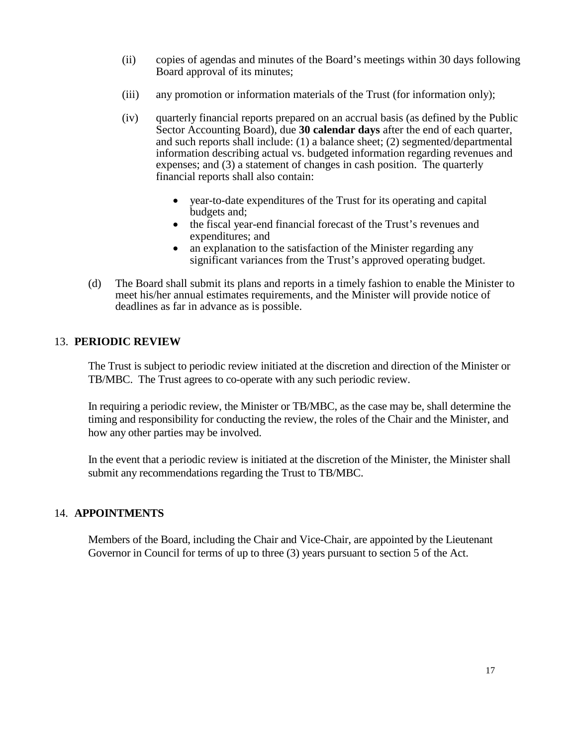(ii) copies of agendas and minutes of the Board's meetings within 30 days following Board approval of its minutes;

(iii) any promotion or information materials of the Trust (for information only);

(iv) quarterly financial reports prepared on an accrual basis (as defined by the Public Sector Accounting Board), due **30 calendar days** after the end of each quarter, and such reports shall include: (1) a balance sheet; (2) segmented/departmental information describing actual vs. budgeted information regarding revenues and expenses; and (3) a statement of changes in cash position. The quarterly financial reports shall also contain:

- year-to-date expenditures of the Trust for its operating and capital budgets and;
- the fiscal year-end financial forecast of the Trust's revenues and expenditures; and
- an explanation to the satisfaction of the Minister regarding any significant variances from the Trust's approved operating budget.

(d) The Board shall submit its plans and reports in a timely fashion to enable the Minister to meet his/her annual estimates requirements, and the Minister will provide notice of deadlines as far in advance as is possible.

## 13. PERIODIC REVIEW

The Trust is subject to periodic review initiated at the discretion and direction of the Minister or TB/MBC. The Trust agrees to co-operate with any such periodic review.

In requiring a periodic review, the Minister or TB/MBC, as the case may be, shall determine the timing and responsibility for conducting the review, the roles of the Chair and the Minister, and how any other parties may be involved.

In the event that a periodic review is initiated at the discretion of the Minister, the Minister shall submit any recommendations regarding the Trust to TB/MBC.

## 14. APPOINTMENTS

Members of the Board, including the Chair and Vice-Chair, are appointed by the Lieutenant Governor in Council for terms of up to three (3) years pursuant to section 5 of the Act.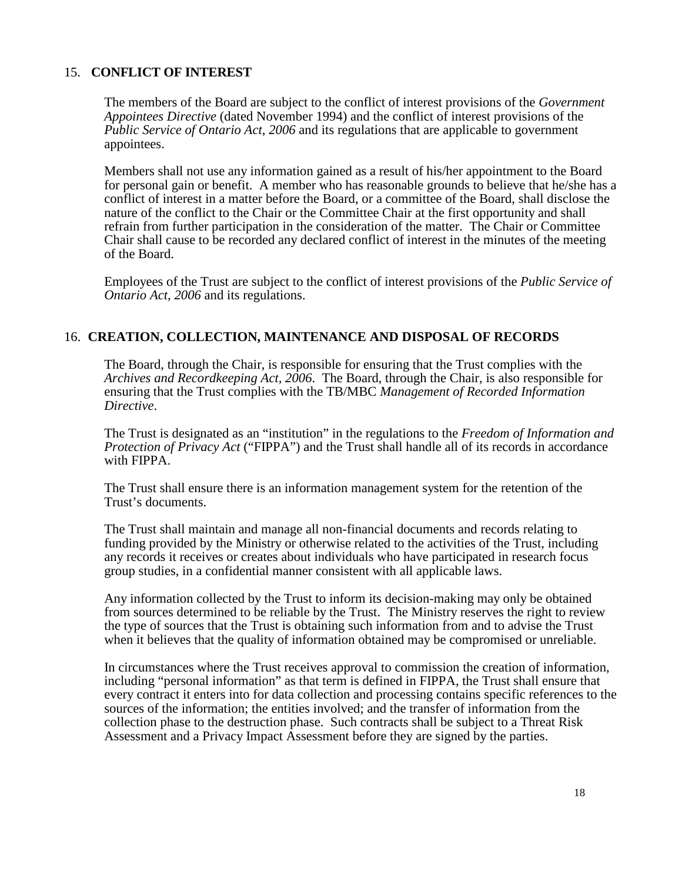## 15. **CONFLICT OF INTEREST**

The members of the Board are subject to the conflict of interest provisions of the *Government Appointees Directive* (dated November 1994) and the conflict of interest provisions of the *Public Service of Ontario Act, 2006* and its regulations that are applicable to government appointees.

Members shall not use any information gained as a result of his/her appointment to the Board for personal gain or benefit. A member who has reasonable grounds to believe that he/she has a conflict of interest in a matter before the Board, or a committee of the Board, shall disclose the nature of the conflict to the Chair or the Committee Chair at the first opportunity and shall refrain from further participation in the consideration of the matter. The Chair or Committee Chair shall cause to be recorded any declared conflict of interest in the minutes of the meeting of the Board.

Employees of the Trust are subject to the conflict of interest provisions of the *Public Service of Ontario Act, 2006* and its regulations.

## 16. **CREATION, COLLECTION, MAINTENANCE AND DISPOSAL OF RECORDS**

The Board, through the Chair, is responsible for ensuring that the Trust complies with the *Archives and Recordkeeping Act, 2006*. The Board, through the Chair, is also responsible for ensuring that the Trust complies with the TB/MBC *Management of Recorded Information Directive*.

The Trust is designated as an "institution" in the regulations to the *Freedom of Information and Protection of Privacy Act* ("FIPPA") and the Trust shall handle all of its records in accordance with FIPPA.

The Trust shall ensure there is an information management system for the retention of the Trust's documents.

The Trust shall maintain and manage all non-financial documents and records relating to funding provided by the Ministry or otherwise related to the activities of the Trust, including any records it receives or creates about individuals who have participated in research focus group studies, in a confidential manner consistent with all applicable laws.

Any information collected by the Trust to inform its decision-making may only be obtained from sources determined to be reliable by the Trust. The Ministry reserves the right to review the type of sources that the Trust is obtaining such information from and to advise the Trust when it believes that the quality of information obtained may be compromised or unreliable.

In circumstances where the Trust receives approval to commission the creation of information, including "personal information" as that term is defined in FIPPA, the Trust shall ensure that every contract it enters into for data collection and processing contains specific references to the sources of the information; the entities involved; and the transfer of information from the collection phase to the destruction phase. Such contracts shall be subject to a Threat Risk Assessment and a Privacy Impact Assessment before they are signed by the parties.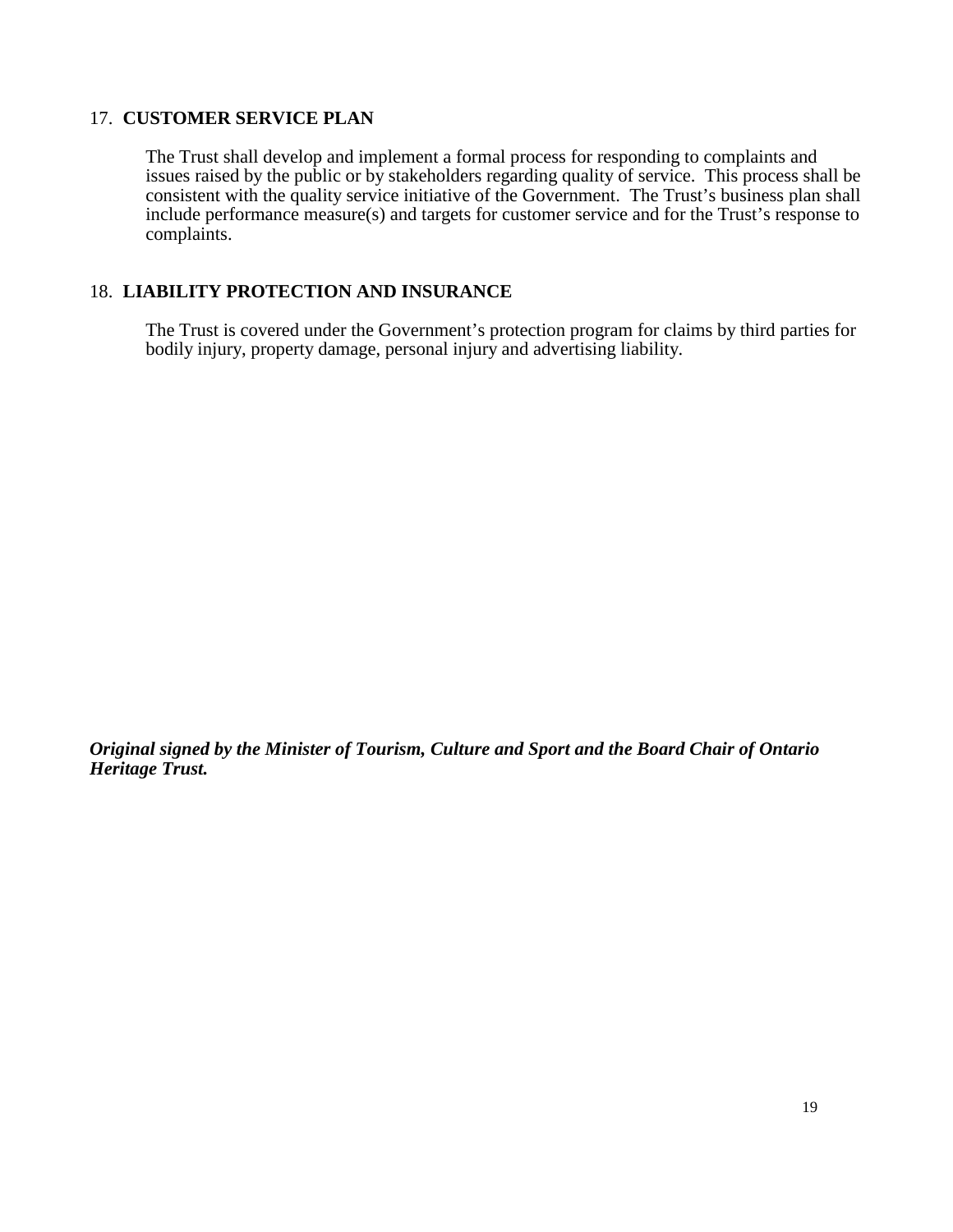## 17. CUSTOMER SERVICE PLAN

The Trust shall develop and implement a formal process for responding to complaints and issues raised by the public or by stakeholders regarding quality of service. This process shall be consistent with the quality service initiative of the Government. The Trust's business plan shall include performance measure(s) and targets for customer service and for the Trust's response to complaints.

## 18. LIABILITY PROTECTION AND INSURANCE

The Trust is covered under the Government's protection program for claims by third parties for bodily injury, property damage, personal injury and advertising liability.

***Original signed by the Minister of Tourism, Culture and Sport and the Board Chair of Ontario Heritage Trust.***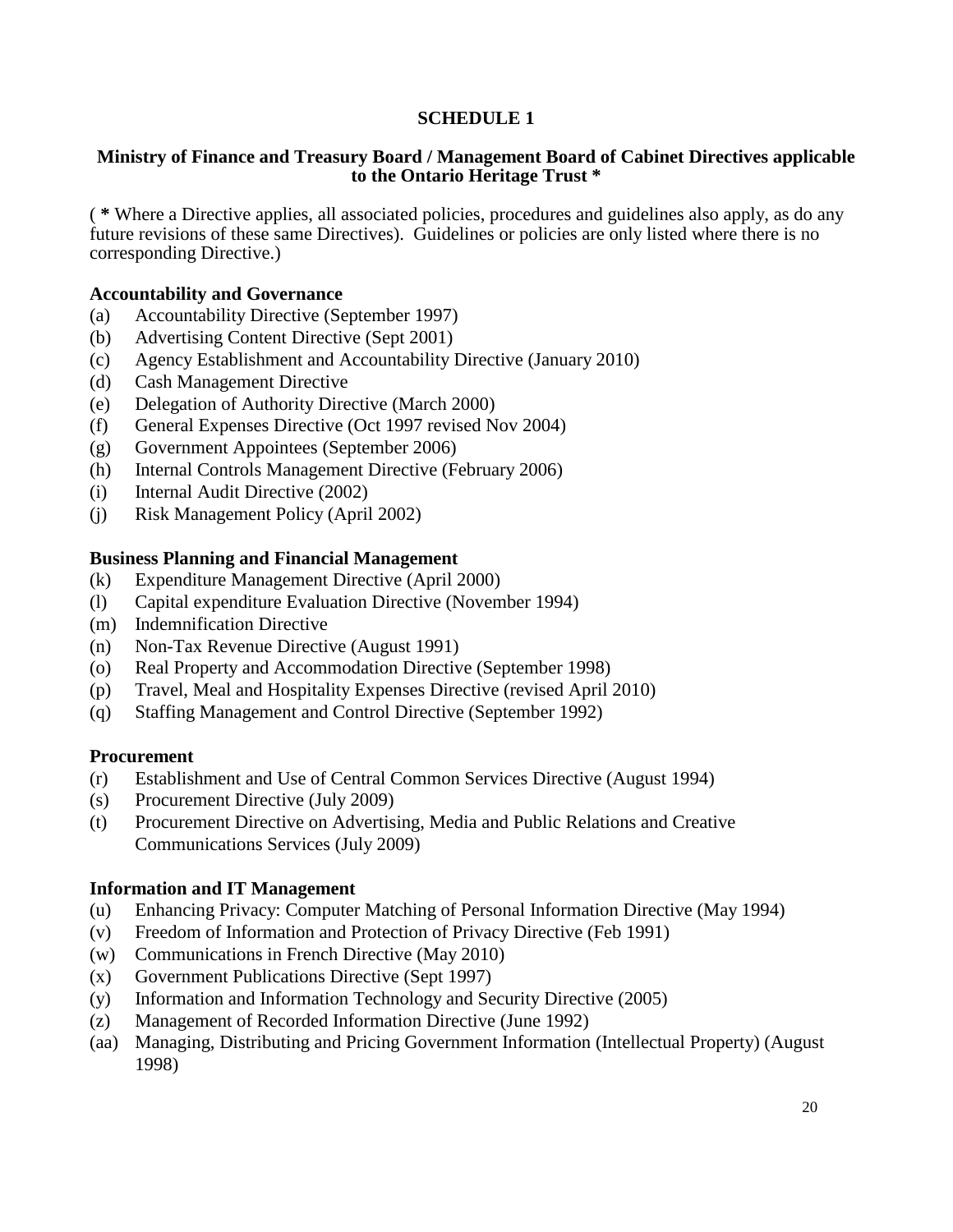## SCHEDULE 1

### Ministry of Finance and Treasury Board / Management Board of Cabinet Directives applicable to the Ontario Heritage Trust *

( **\*** Where a Directive applies, all associated policies, procedures and guidelines also apply, as do any future revisions of these same Directives). Guidelines or policies are only listed where there is no corresponding Directive.)

**Accountability and Governance**

(a) Accountability Directive (September 1997)
(b) Advertising Content Directive (Sept 2001)
(c) Agency Establishment and Accountability Directive (January 2010)
(d) Cash Management Directive
(e) Delegation of Authority Directive (March 2000)
(f) General Expenses Directive (Oct 1997 revised Nov 2004)
(g) Government Appointees (September 2006)
(h) Internal Controls Management Directive (February 2006)
(i) Internal Audit Directive (2002)
(j) Risk Management Policy (April 2002)

**Business Planning and Financial Management**

(k) Expenditure Management Directive (April 2000)
(l) Capital expenditure Evaluation Directive (November 1994)
(m) Indemnification Directive
(n) Non-Tax Revenue Directive (August 1991)
(o) Real Property and Accommodation Directive (September 1998)
(p) Travel, Meal and Hospitality Expenses Directive (revised April 2010)
(q) Staffing Management and Control Directive (September 1992)

**Procurement**

(r) Establishment and Use of Central Common Services Directive (August 1994)
(s) Procurement Directive (July 2009)
(t) Procurement Directive on Advertising, Media and Public Relations and Creative Communications Services (July 2009)

**Information and IT Management**

(u) Enhancing Privacy: Computer Matching of Personal Information Directive (May 1994)
(v) Freedom of Information and Protection of Privacy Directive (Feb 1991)
(w) Communications in French Directive (May 2010)
(x) Government Publications Directive (Sept 1997)
(y) Information and Information Technology and Security Directive (2005)
(z) Management of Recorded Information Directive (June 1992)
(aa) Managing, Distributing and Pricing Government Information (Intellectual Property) (August 1998)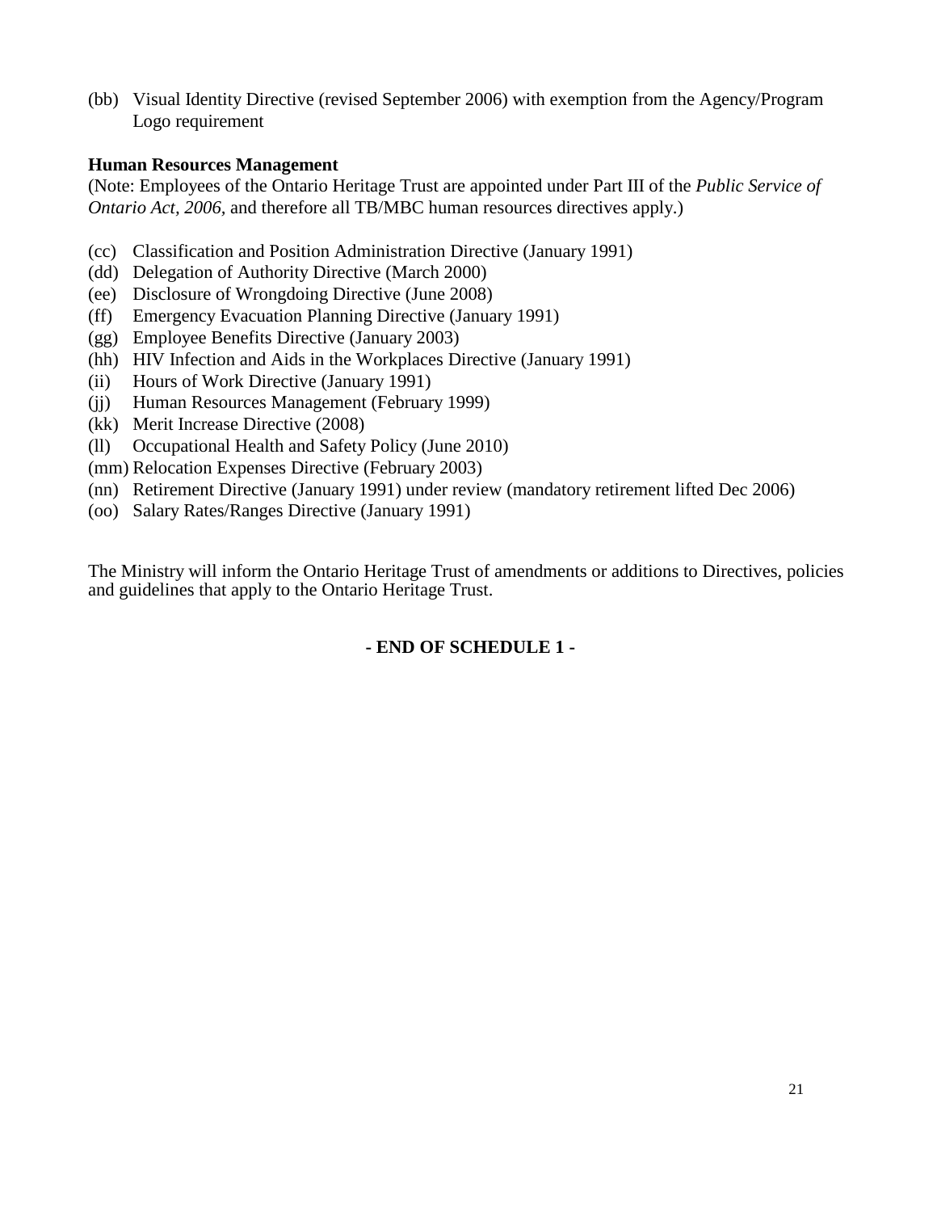(bb) Visual Identity Directive (revised September 2006) with exemption from the Agency/Program Logo requirement

**Human Resources Management**

(Note: Employees of the Ontario Heritage Trust are appointed under Part III of the *Public Service of Ontario Act, 2006*, and therefore all TB/MBC human resources directives apply.)

(cc) Classification and Position Administration Directive (January 1991)
(dd) Delegation of Authority Directive (March 2000)
(ee) Disclosure of Wrongdoing Directive (June 2008)
(ff) Emergency Evacuation Planning Directive (January 1991)
(gg) Employee Benefits Directive (January 2003)
(hh) HIV Infection and Aids in the Workplaces Directive (January 1991)
(ii) Hours of Work Directive (January 1991)
(jj) Human Resources Management (February 1999)
(kk) Merit Increase Directive (2008)
(ll) Occupational Health and Safety Policy (June 2010)
(mm) Relocation Expenses Directive (February 2003)
(nn) Retirement Directive (January 1991) under review (mandatory retirement lifted Dec 2006)
(oo) Salary Rates/Ranges Directive (January 1991)

The Ministry will inform the Ontario Heritage Trust of amendments or additions to Directives, policies and guidelines that apply to the Ontario Heritage Trust.

**- END OF SCHEDULE 1 -**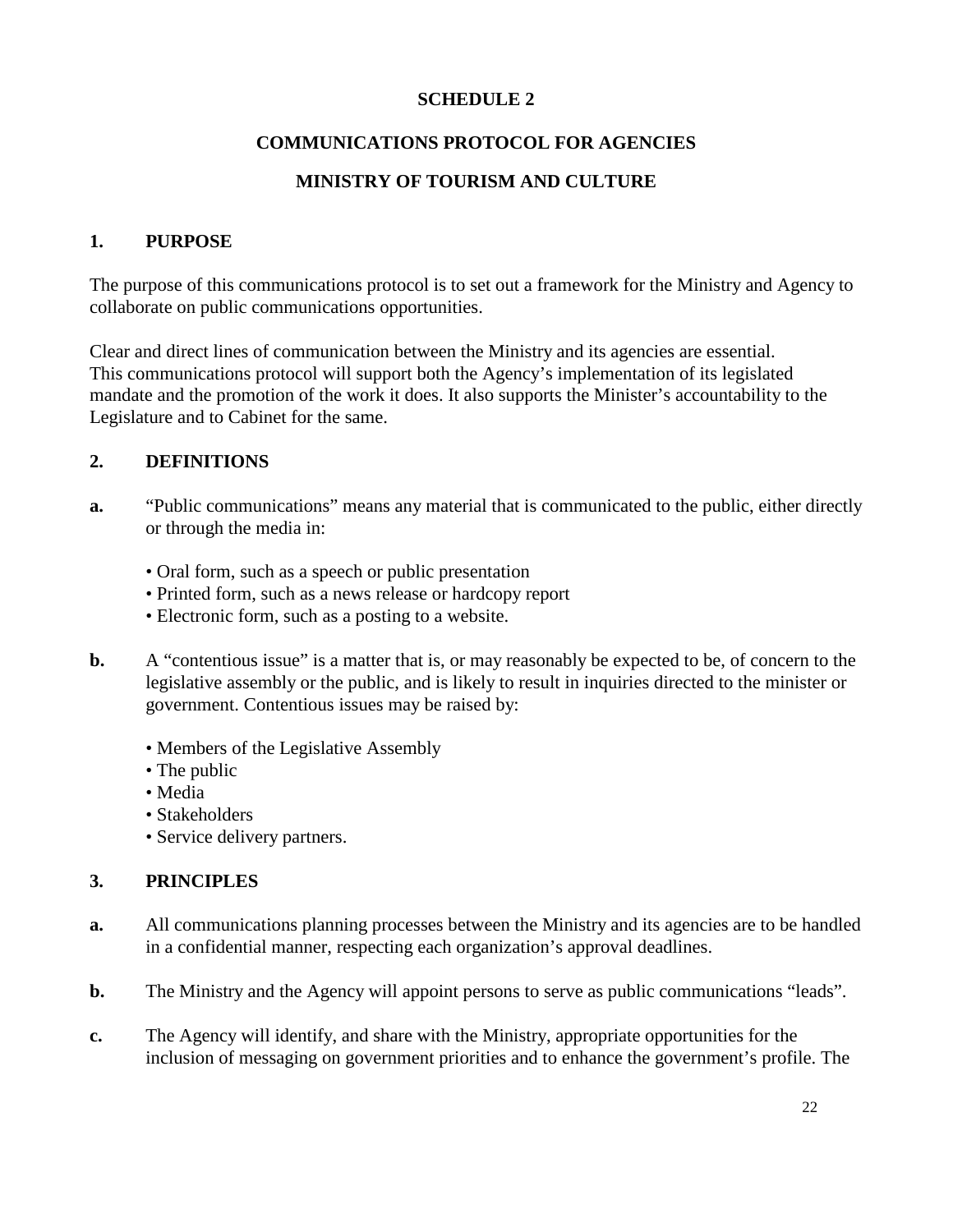**SCHEDULE 2**

**COMMUNICATIONS PROTOCOL FOR AGENCIES**

**MINISTRY OF TOURISM AND CULTURE**

## 1. PURPOSE

The purpose of this communications protocol is to set out a framework for the Ministry and Agency to collaborate on public communications opportunities.

Clear and direct lines of communication between the Ministry and its agencies are essential. This communications protocol will support both the Agency's implementation of its legislated mandate and the promotion of the work it does. It also supports the Minister's accountability to the Legislature and to Cabinet for the same.

## 2. DEFINITIONS

**a.** "Public communications" means any material that is communicated to the public, either directly or through the media in:

- Oral form, such as a speech or public presentation
- Printed form, such as a news release or hardcopy report
- Electronic form, such as a posting to a website.

**b.** A "contentious issue" is a matter that is, or may reasonably be expected to be, of concern to the legislative assembly or the public, and is likely to result in inquiries directed to the minister or government. Contentious issues may be raised by:

- Members of the Legislative Assembly
- The public
- Media
- Stakeholders
- Service delivery partners.

## 3. PRINCIPLES

**a.** All communications planning processes between the Ministry and its agencies are to be handled in a confidential manner, respecting each organization's approval deadlines.

**b.** The Ministry and the Agency will appoint persons to serve as public communications "leads".

**c.** The Agency will identify, and share with the Ministry, appropriate opportunities for the inclusion of messaging on government priorities and to enhance the government's profile. The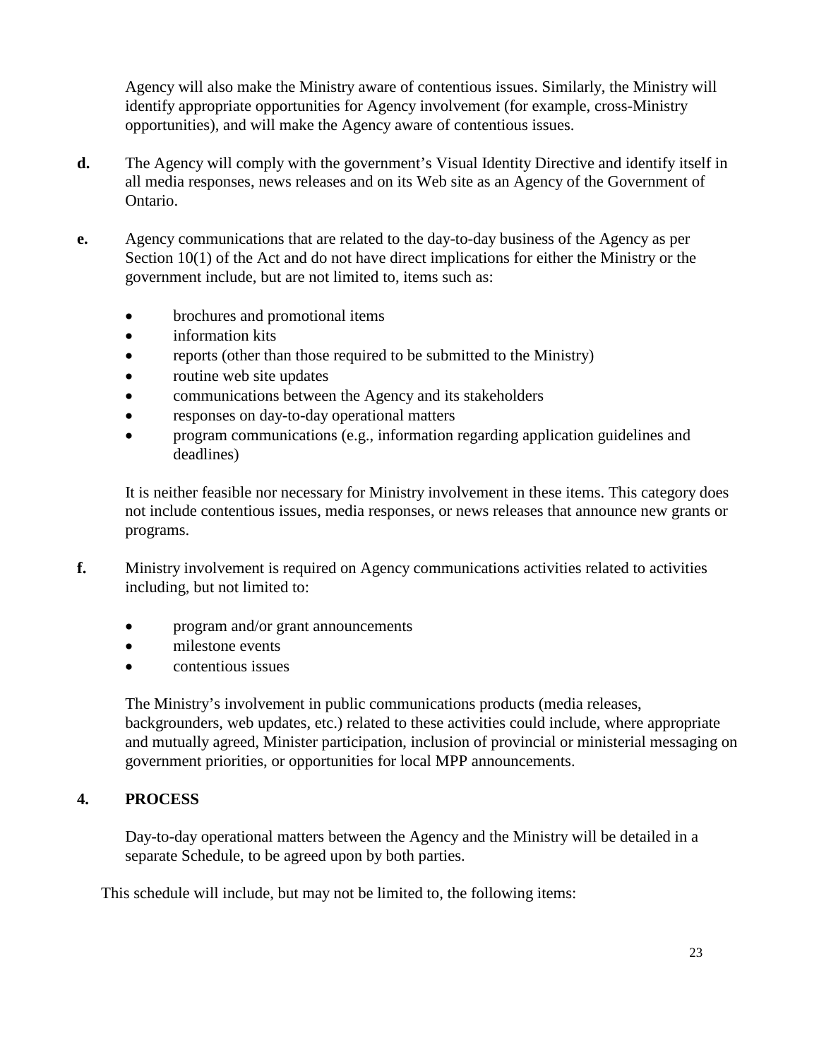Agency will also make the Ministry aware of contentious issues. Similarly, the Ministry will identify appropriate opportunities for Agency involvement (for example, cross-Ministry opportunities), and will make the Agency aware of contentious issues.

**d.** The Agency will comply with the government's Visual Identity Directive and identify itself in all media responses, news releases and on its Web site as an Agency of the Government of Ontario.

**e.** Agency communications that are related to the day-to-day business of the Agency as per Section 10(1) of the Act and do not have direct implications for either the Ministry or the government include, but are not limited to, items such as:

- brochures and promotional items
- information kits
- reports (other than those required to be submitted to the Ministry)
- routine web site updates
- communications between the Agency and its stakeholders
- responses on day-to-day operational matters
- program communications (e.g., information regarding application guidelines and deadlines)

It is neither feasible nor necessary for Ministry involvement in these items. This category does not include contentious issues, media responses, or news releases that announce new grants or programs.

**f.** Ministry involvement is required on Agency communications activities related to activities including, but not limited to:

- program and/or grant announcements
- milestone events
- contentious issues

The Ministry's involvement in public communications products (media releases, backgrounders, web updates, etc.) related to these activities could include, where appropriate and mutually agreed, Minister participation, inclusion of provincial or ministerial messaging on government priorities, or opportunities for local MPP announcements.

## 4. PROCESS

Day-to-day operational matters between the Agency and the Ministry will be detailed in a separate Schedule, to be agreed upon by both parties.

This schedule will include, but may not be limited to, the following items: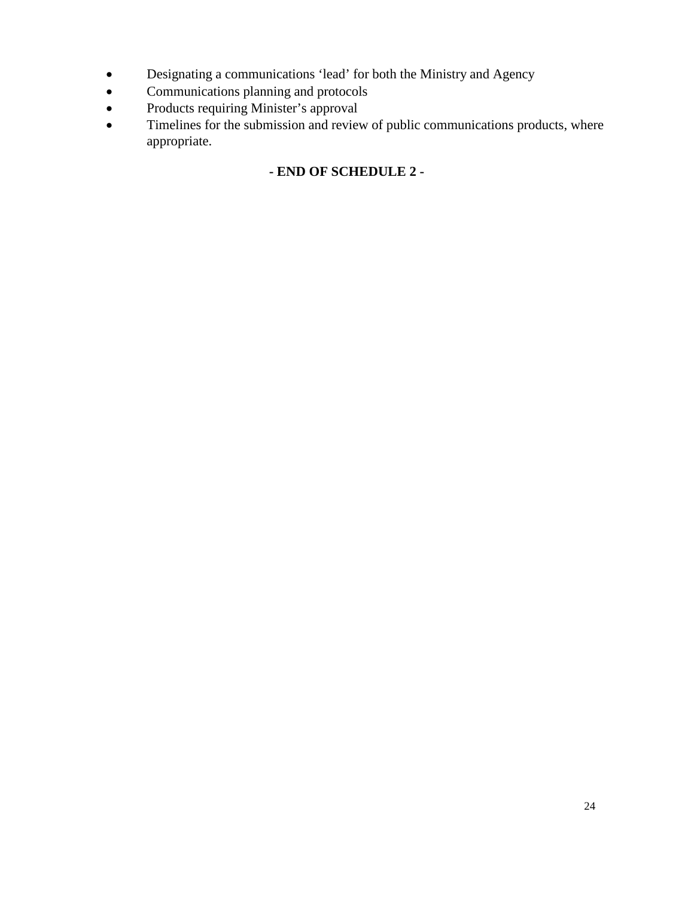- Designating a communications ‘lead’ for both the Ministry and Agency
- Communications planning and protocols
- Products requiring Minister’s approval
- Timelines for the submission and review of public communications products, where appropriate.

**- END OF SCHEDULE 2 -**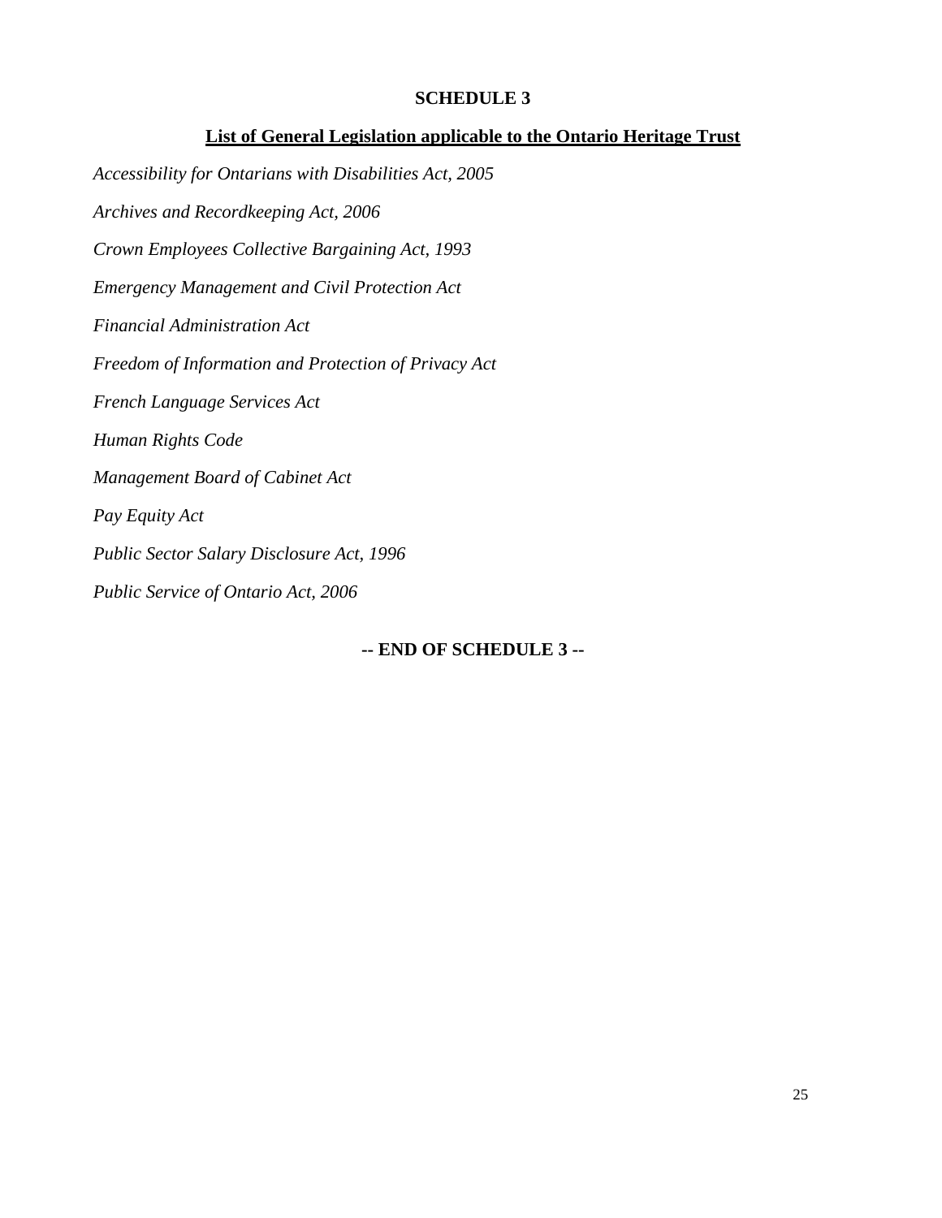## SCHEDULE 3

### List of General Legislation applicable to the Ontario Heritage Trust

*Accessibility for Ontarians with Disabilities Act, 2005*

*Archives and Recordkeeping Act, 2006*

*Crown Employees Collective Bargaining Act, 1993*

*Emergency Management and Civil Protection Act*

*Financial Administration Act*

*Freedom of Information and Protection of Privacy Act*

*French Language Services Act*

*Human Rights Code*

*Management Board of Cabinet Act*

*Pay Equity Act*

*Public Sector Salary Disclosure Act, 1996*

*Public Service of Ontario Act, 2006*

**-- END OF SCHEDULE 3 --**